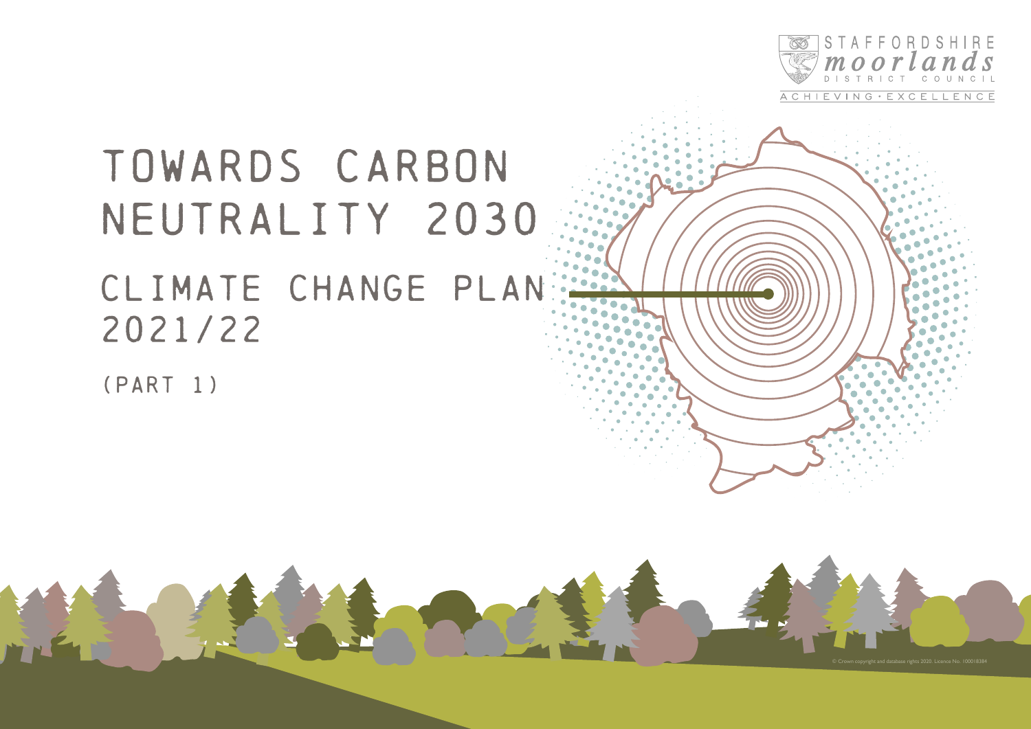STAFFORDSHIRE
moorlands
DISTRICT COUNCIL
ACHIEVING • EXCELLENCE

# TOWARDS CARBON NEUTRALITY 2030

## CLIMATE CHANGE PLAN 2021/22

(PART 1)

© Crown copyright and database rights 2020. Licence No. 100018384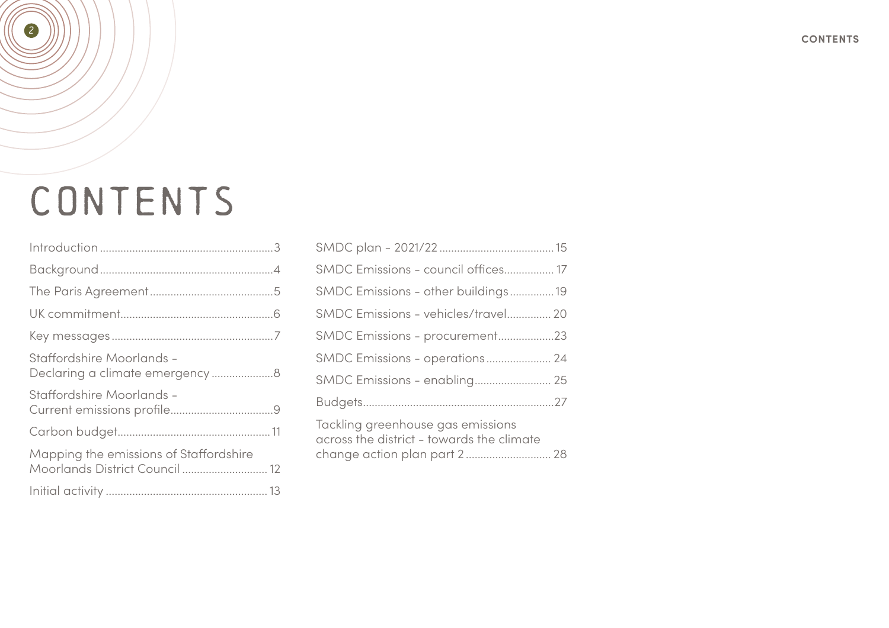# CONTENTS

- Introduction ... 3
- Background ... 4
- The Paris Agreement ... 5
- UK commitment ... 6
- Key messages ... 7
- Staffordshire Moorlands - Declaring a climate emergency ... 8
- Staffordshire Moorlands - Current emissions profile ... 9
- Carbon budget ... 11
- Mapping the emissions of Staffordshire Moorlands District Council ... 12
- Initial activity ... 13
- SMDC plan - 2021/22 ... 15
- SMDC Emissions - council offices ... 17
- SMDC Emissions - other buildings ... 19
- SMDC Emissions - vehicles/travel ... 20
- SMDC Emissions - procurement ... 23
- SMDC Emissions - operations ... 24
- SMDC Emissions - enabling ... 25
- Budgets ... 27
- Tackling greenhouse gas emissions across the district - towards the climate change action plan part 2 ... 28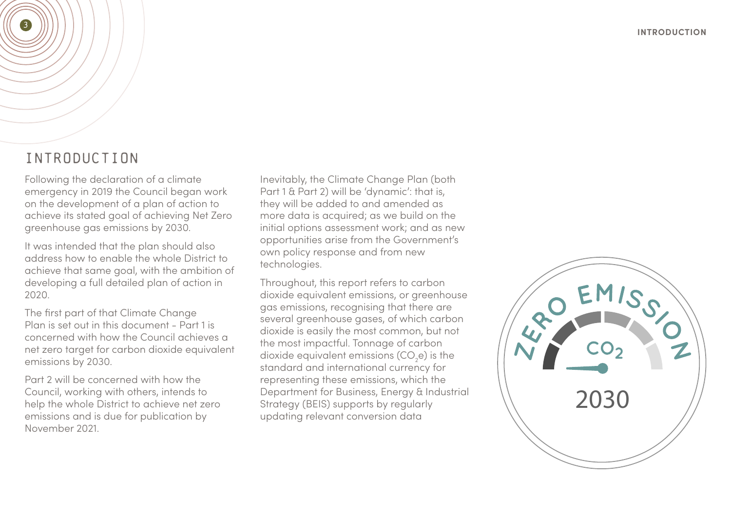# INTRODUCTION

Following the declaration of a climate emergency in 2019 the Council began work on the development of a plan of action to achieve its stated goal of achieving Net Zero greenhouse gas emissions by 2030.

It was intended that the plan should also address how to enable the whole District to achieve that same goal, with the ambition of developing a full detailed plan of action in 2020.

The first part of that Climate Change Plan is set out in this document - Part 1 is concerned with how the Council achieves a net zero target for carbon dioxide equivalent emissions by 2030.

Part 2 will be concerned with how the Council, working with others, intends to help the whole District to achieve net zero emissions and is due for publication by November 2021.

Inevitably, the Climate Change Plan (both Part 1 & Part 2) will be 'dynamic': that is, they will be added to and amended as more data is acquired; as we build on the initial options assessment work; and as new opportunities arise from the Government's own policy response and from new technologies.

Throughout, this report refers to carbon dioxide equivalent emissions, or greenhouse gas emissions, recognising that there are several greenhouse gases, of which carbon dioxide is easily the most common, but not the most impactful. Tonnage of carbon dioxide equivalent emissions ($CO_2e$) is the standard and international currency for representing these emissions, which the Department for Business, Energy & Industrial Strategy (BEIS) supports by regularly updating relevant conversion data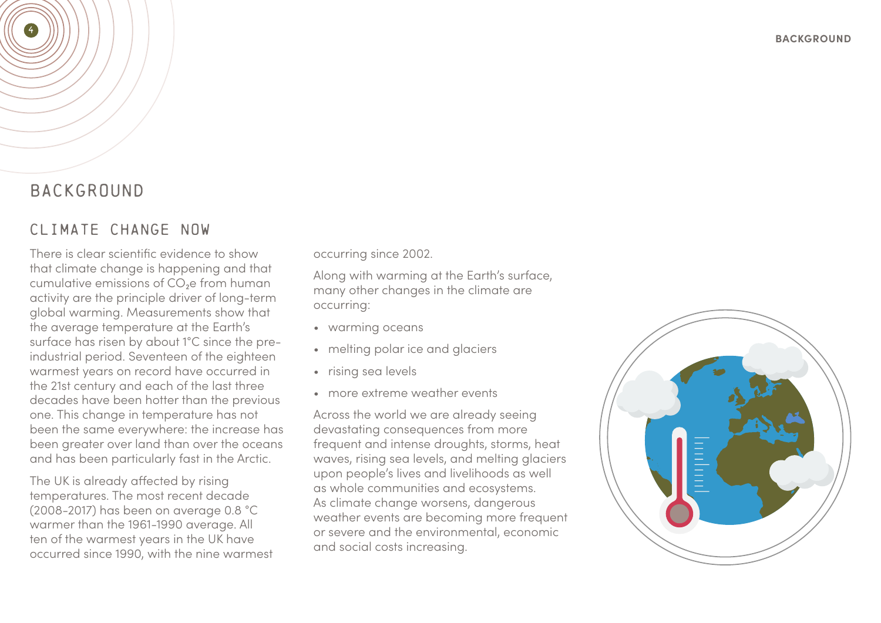# BACKGROUND

## CLIMATE CHANGE NOW

There is clear scientific evidence to show that climate change is happening and that cumulative emissions of $CO_2e$ from human activity are the principle driver of long-term global warming. Measurements show that the average temperature at the Earth's surface has risen by about 1°C since the pre-industrial period. Seventeen of the eighteen warmest years on record have occurred in the 21st century and each of the last three decades have been hotter than the previous one. This change in temperature has not been the same everywhere: the increase has been greater over land than over the oceans and has been particularly fast in the Arctic.

The UK is already affected by rising temperatures. The most recent decade (2008-2017) has been on average 0.8 °C warmer than the 1961-1990 average. All ten of the warmest years in the UK have occurred since 1990, with the nine warmest occurring since 2002.

Along with warming at the Earth's surface, many other changes in the climate are occurring:

- warming oceans
- melting polar ice and glaciers
- rising sea levels
- more extreme weather events

Across the world we are already seeing devastating consequences from more frequent and intense droughts, storms, heat waves, rising sea levels, and melting glaciers upon people's lives and livelihoods as well as whole communities and ecosystems. As climate change worsens, dangerous weather events are becoming more frequent or severe and the environmental, economic and social costs increasing.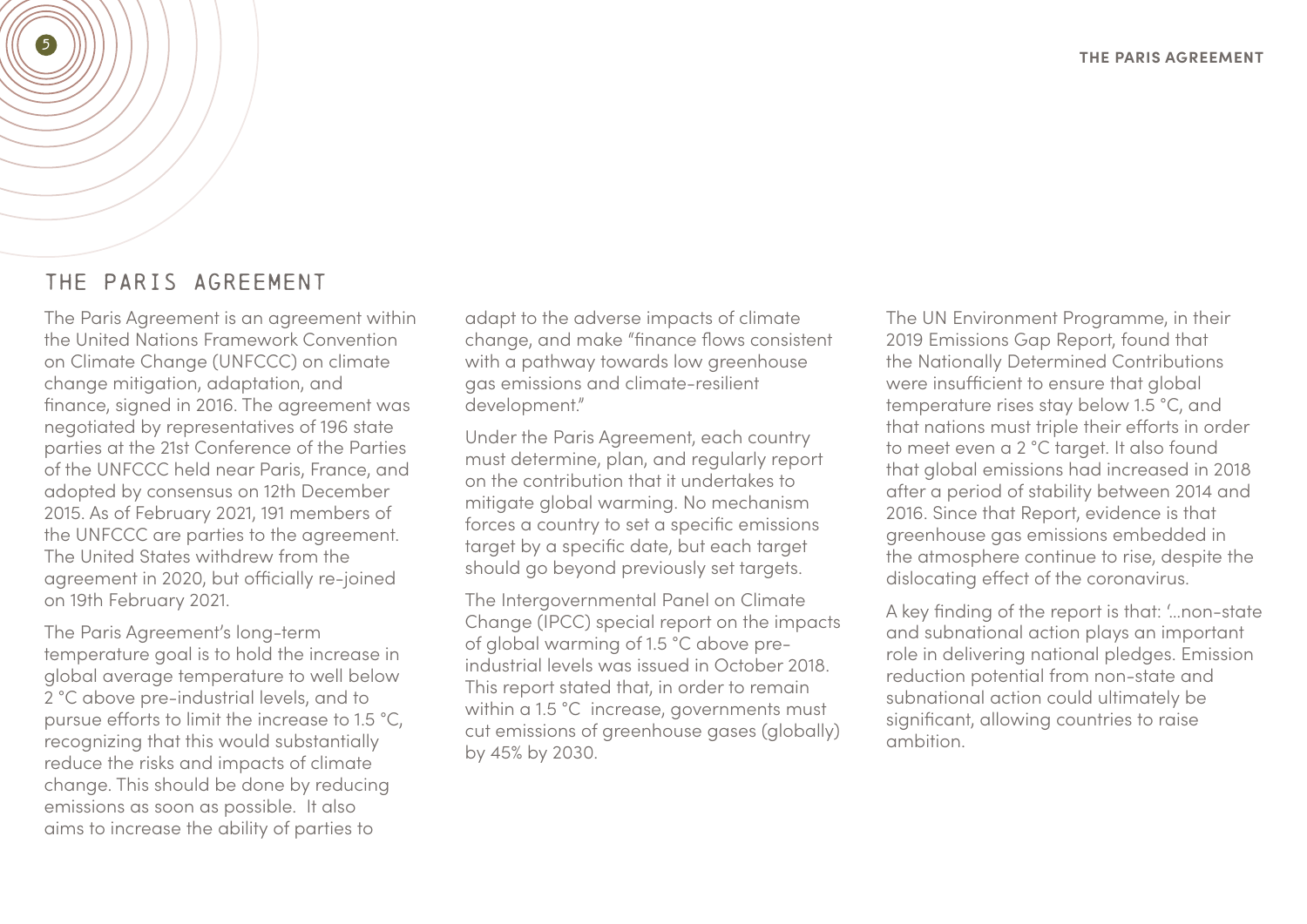# THE PARIS AGREEMENT

The Paris Agreement is an agreement within the United Nations Framework Convention on Climate Change (UNFCCC) on climate change mitigation, adaptation, and finance, signed in 2016. The agreement was negotiated by representatives of 196 state parties at the 21st Conference of the Parties of the UNFCCC held near Paris, France, and adopted by consensus on 12th December 2015. As of February 2021, 191 members of the UNFCCC are parties to the agreement. The United States withdrew from the agreement in 2020, but officially re-joined on 19th February 2021.

The Paris Agreement's long-term temperature goal is to hold the increase in global average temperature to well below 2 °C above pre-industrial levels, and to pursue efforts to limit the increase to 1.5 °C, recognizing that this would substantially reduce the risks and impacts of climate change. This should be done by reducing emissions as soon as possible. It also aims to increase the ability of parties to adapt to the adverse impacts of climate change, and make "finance flows consistent with a pathway towards low greenhouse gas emissions and climate-resilient development."

Under the Paris Agreement, each country must determine, plan, and regularly report on the contribution that it undertakes to mitigate global warming. No mechanism forces a country to set a specific emissions target by a specific date, but each target should go beyond previously set targets.

The Intergovernmental Panel on Climate Change (IPCC) special report on the impacts of global warming of 1.5 °C above pre-industrial levels was issued in October 2018. This report stated that, in order to remain within a 1.5 °C increase, governments must cut emissions of greenhouse gases (globally) by 45% by 2030.

The UN Environment Programme, in their 2019 Emissions Gap Report, found that the Nationally Determined Contributions were insufficient to ensure that global temperature rises stay below 1.5 °C, and that nations must triple their efforts in order to meet even a 2 °C target. It also found that global emissions had increased in 2018 after a period of stability between 2014 and 2016. Since that Report, evidence is that greenhouse gas emissions embedded in the atmosphere continue to rise, despite the dislocating effect of the coronavirus.

A key finding of the report is that: '...non-state and subnational action plays an important role in delivering national pledges. Emission reduction potential from non-state and subnational action could ultimately be significant, allowing countries to raise ambition.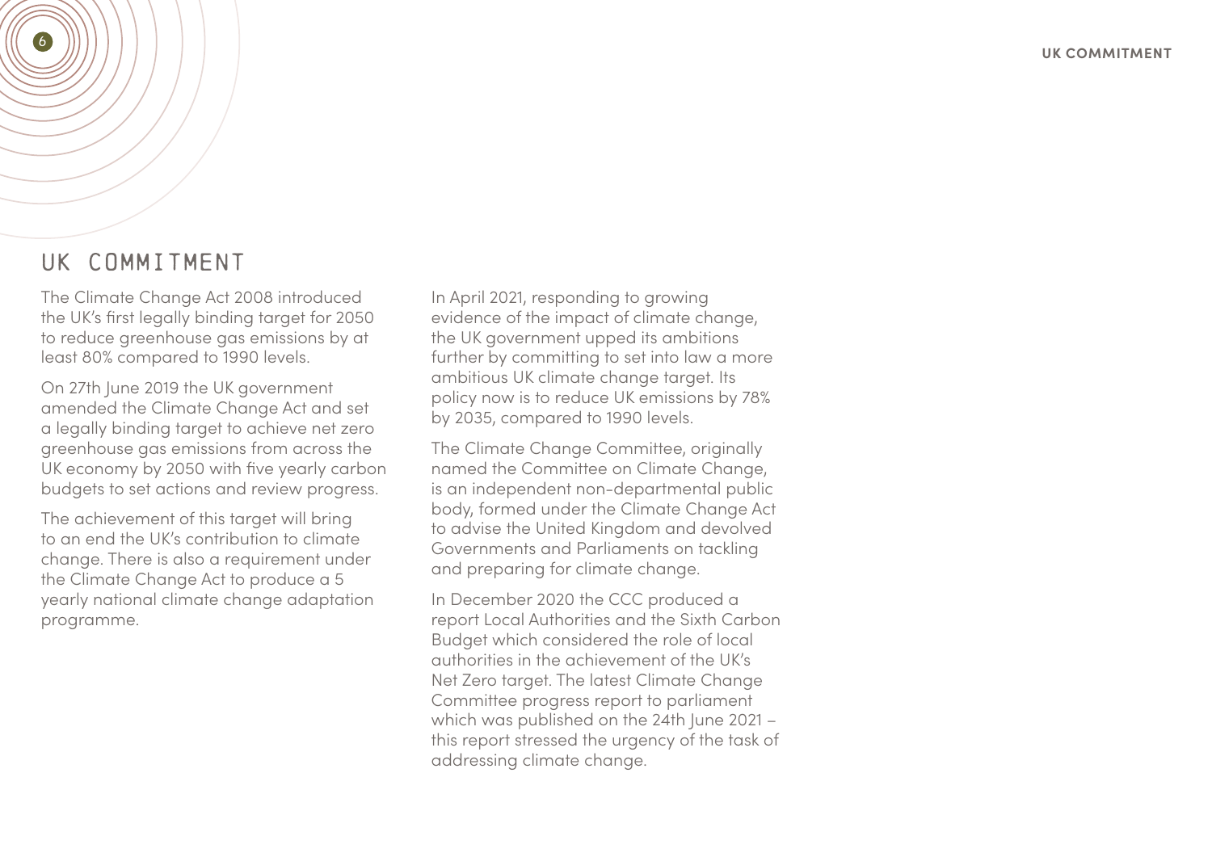# UK COMMITMENT

The Climate Change Act 2008 introduced the UK's first legally binding target for 2050 to reduce greenhouse gas emissions by at least 80% compared to 1990 levels.

On 27th June 2019 the UK government amended the Climate Change Act and set a legally binding target to achieve net zero greenhouse gas emissions from across the UK economy by 2050 with five yearly carbon budgets to set actions and review progress.

The achievement of this target will bring to an end the UK's contribution to climate change. There is also a requirement under the Climate Change Act to produce a 5 yearly national climate change adaptation programme.

In April 2021, responding to growing evidence of the impact of climate change, the UK government upped its ambitions further by committing to set into law a more ambitious UK climate change target. Its policy now is to reduce UK emissions by 78% by 2035, compared to 1990 levels.

The Climate Change Committee, originally named the Committee on Climate Change, is an independent non-departmental public body, formed under the Climate Change Act to advise the United Kingdom and devolved Governments and Parliaments on tackling and preparing for climate change.

In December 2020 the CCC produced a report Local Authorities and the Sixth Carbon Budget which considered the role of local authorities in the achievement of the UK's Net Zero target. The latest Climate Change Committee progress report to parliament which was published on the 24th June 2021 – this report stressed the urgency of the task of addressing climate change.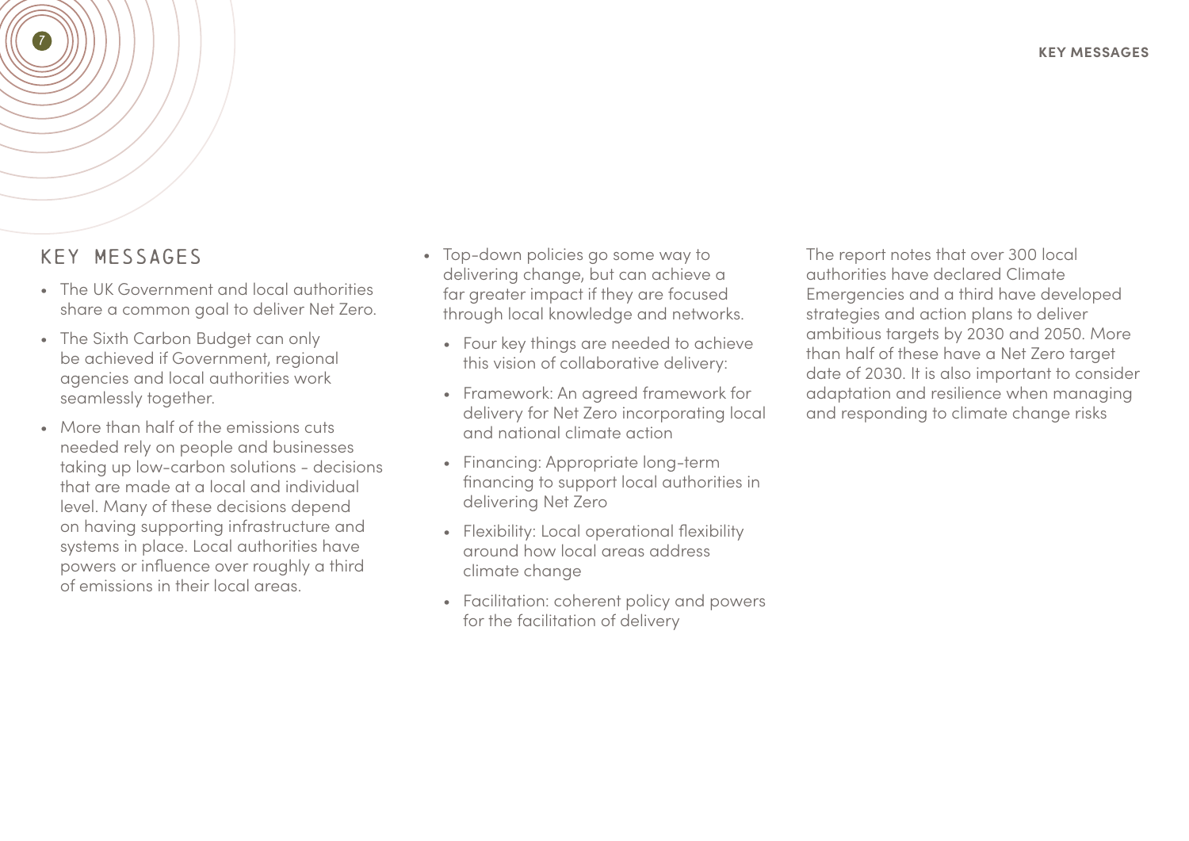## KEY MESSAGES

- The UK Government and local authorities share a common goal to deliver Net Zero.
- The Sixth Carbon Budget can only be achieved if Government, regional agencies and local authorities work seamlessly together.
- More than half of the emissions cuts needed rely on people and businesses taking up low-carbon solutions - decisions that are made at a local and individual level. Many of these decisions depend on having supporting infrastructure and systems in place. Local authorities have powers or influence over roughly a third of emissions in their local areas.
- Top-down policies go some way to delivering change, but can achieve a far greater impact if they are focused through local knowledge and networks.
  - Four key things are needed to achieve this vision of collaborative delivery:
  - Framework: An agreed framework for delivery for Net Zero incorporating local and national climate action
  - Financing: Appropriate long-term financing to support local authorities in delivering Net Zero
  - Flexibility: Local operational flexibility around how local areas address climate change
  - Facilitation: coherent policy and powers for the facilitation of delivery

The report notes that over 300 local authorities have declared Climate Emergencies and a third have developed strategies and action plans to deliver ambitious targets by 2030 and 2050. More than half of these have a Net Zero target date of 2030. It is also important to consider adaptation and resilience when managing and responding to climate change risks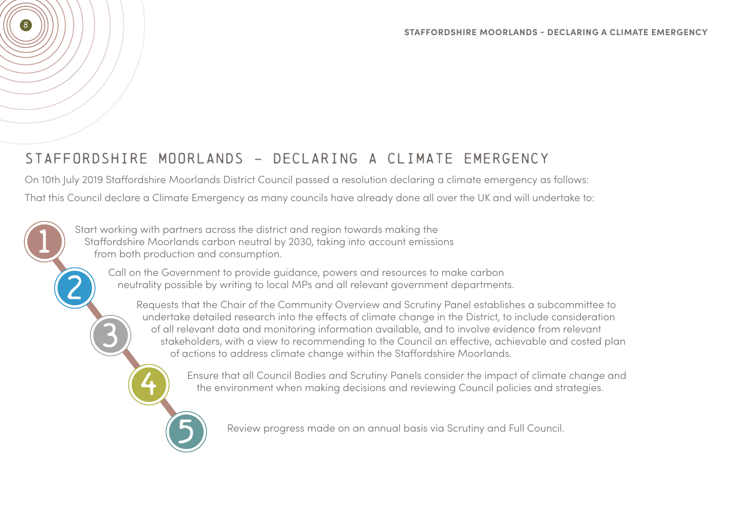# STAFFORDSHIRE MOORLANDS - DECLARING A CLIMATE EMERGENCY

On 10th July 2019 Staffordshire Moorlands District Council passed a resolution declaring a climate emergency as follows:

That this Council declare a Climate Emergency as many councils have already done all over the UK and will undertake to:

1. Start working with partners across the district and region towards making the Staffordshire Moorlands carbon neutral by 2030, taking into account emissions from both production and consumption.
2. Call on the Government to provide guidance, powers and resources to make carbon neutrality possible by writing to local MPs and all relevant government departments.
3. Requests that the Chair of the Community Overview and Scrutiny Panel establishes a subcommittee to undertake detailed research into the effects of climate change in the District, to include consideration of all relevant data and monitoring information available, and to involve evidence from relevant stakeholders, with a view to recommending to the Council an effective, achievable and costed plan of actions to address climate change within the Staffordshire Moorlands.
4. Ensure that all Council Bodies and Scrutiny Panels consider the impact of climate change and the environment when making decisions and reviewing Council policies and strategies.
5. Review progress made on an annual basis via Scrutiny and Full Council.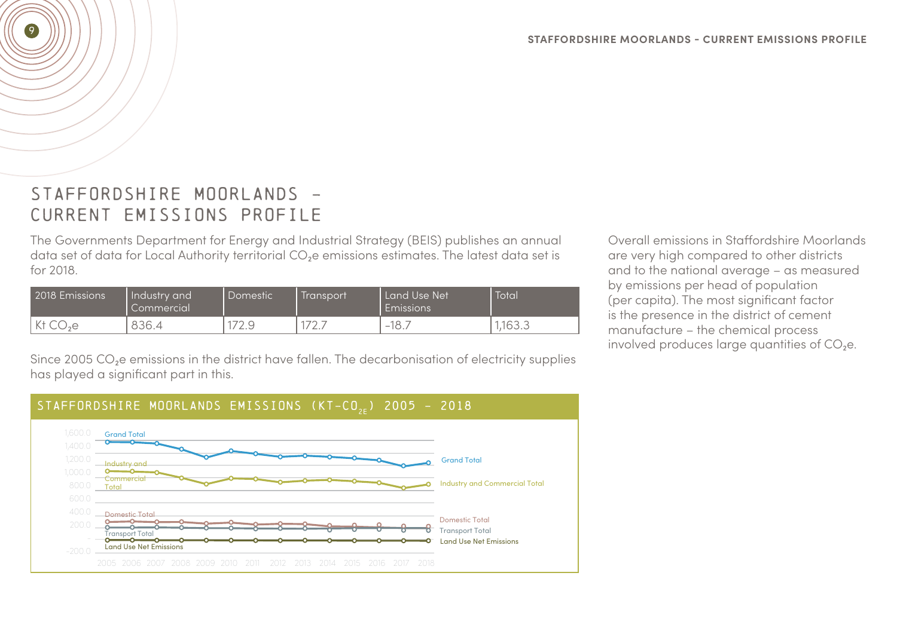# STAFFORDSHIRE MOORLANDS – CURRENT EMISSIONS PROFILE

The Governments Department for Energy and Industrial Strategy (BEIS) publishes an annual data set of data for Local Authority territorial $CO_2e$ emissions estimates. The latest data set is for 2018.

| 2018 Emissions | Industry and Commercial | Domestic | Transport | Land Use Net Emissions | Total |
|---|---|---|---|---|---|
| Kt $CO_2e$ | 836.4 | 172.9 | 172.7 | -18.7 | 1,163.3 |

Since 2005 $CO_2e$ emissions in the district have fallen. The decarbonisation of electricity supplies has played a significant part in this.

## STAFFORDSHIRE MOORLANDS EMISSIONS (KT-$CO_{2E}$) 2005 – 2018

Grand Total
Industry and Commercial Total
Domestic Total
Transport Total
Land Use Net Emissions

Overall emissions in Staffordshire Moorlands are very high compared to other districts and to the national average – as measured by emissions per head of population (per capita). The most significant factor is the presence in the district of cement manufacture – the chemical process involved produces large quantities of $CO_2e$.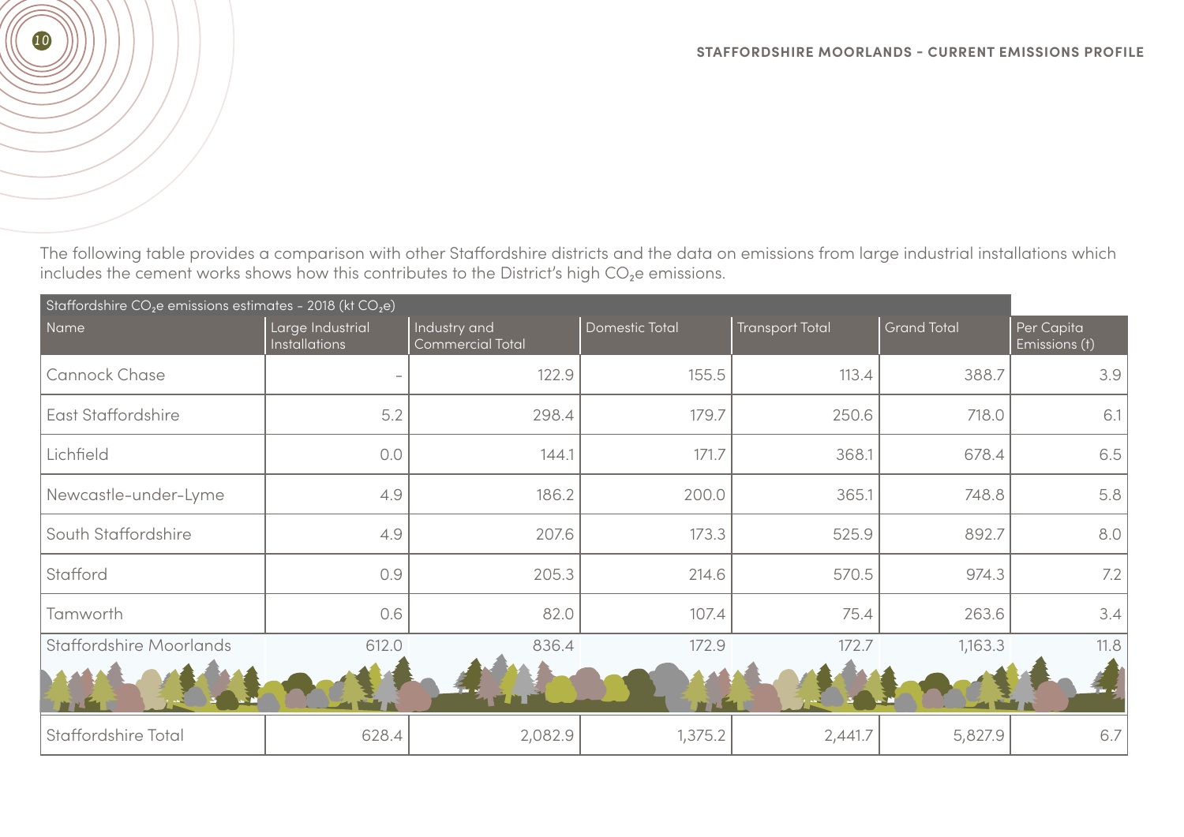The following table provides a comparison with other Staffordshire districts and the data on emissions from large industrial installations which includes the cement works shows how this contributes to the District's high $CO_2e$ emissions.

| Staffordshire $CO_2e$ emissions estimates - 2018 (kt $CO_2e$) | | | | | | |
|---|---|---|---|---|---|---|
| Name | Large Industrial Installations | Industry and Commercial Total | Domestic Total | Transport Total | Grand Total | Per Capita Emissions (t) |
| Cannock Chase | - | 122.9 | 155.5 | 113.4 | 388.7 | 3.9 |
| East Staffordshire | 5.2 | 298.4 | 179.7 | 250.6 | 718.0 | 6.1 |
| Lichfield | 0.0 | 144.1 | 171.7 | 368.1 | 678.4 | 6.5 |
| Newcastle-under-Lyme | 4.9 | 186.2 | 200.0 | 365.1 | 748.8 | 5.8 |
| South Staffordshire | 4.9 | 207.6 | 173.3 | 525.9 | 892.7 | 8.0 |
| Stafford | 0.9 | 205.3 | 214.6 | 570.5 | 974.3 | 7.2 |
| Tamworth | 0.6 | 82.0 | 107.4 | 75.4 | 263.6 | 3.4 |
| Staffordshire Moorlands | 612.0 | 836.4 | 172.9 | 172.7 | 1,163.3 | 11.8 |
| Staffordshire Total | 628.4 | 2,082.9 | 1,375.2 | 2,441.7 | 5,827.9 | 6.7 |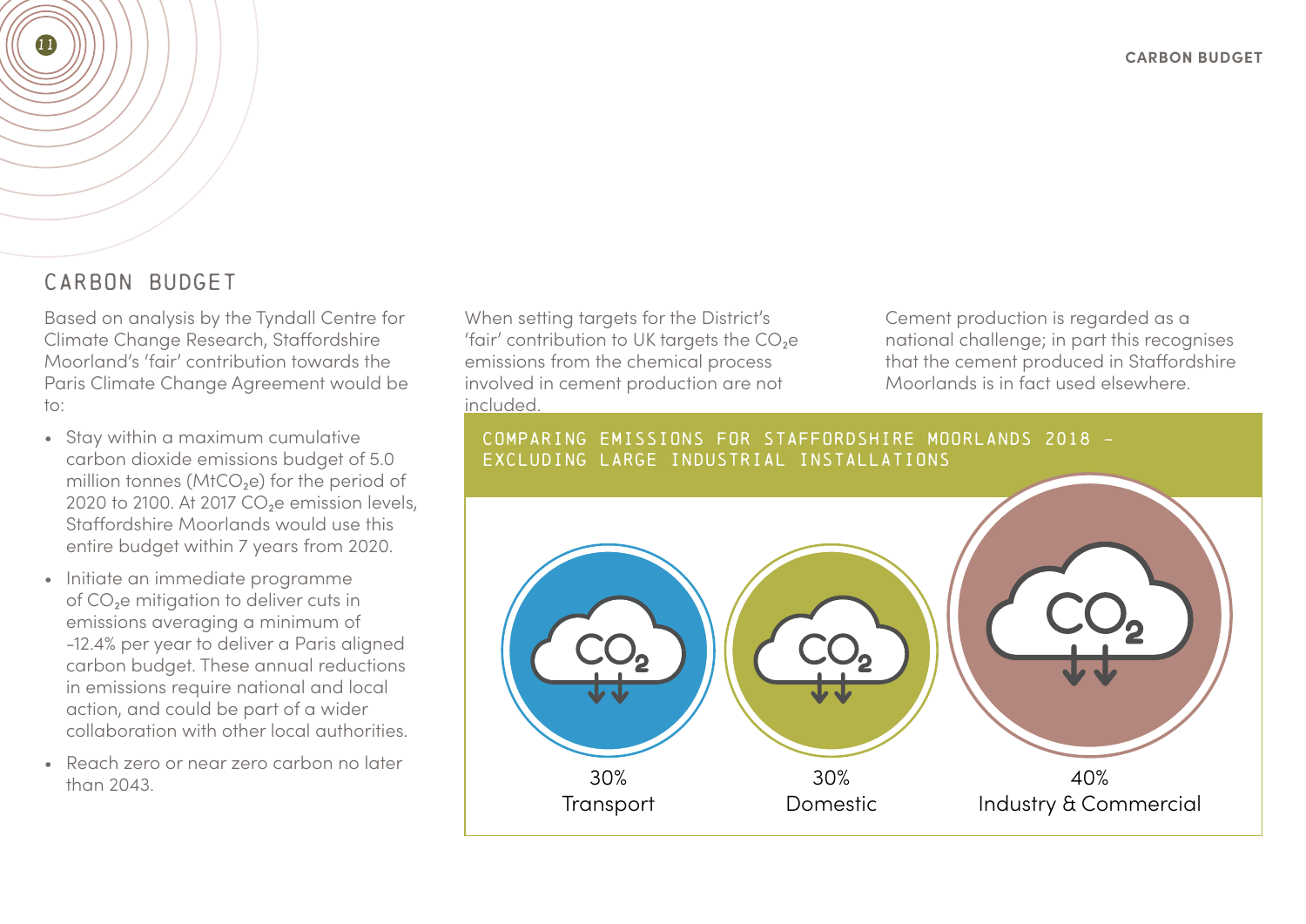## CARBON BUDGET

Based on analysis by the Tyndall Centre for Climate Change Research, Staffordshire Moorland's 'fair' contribution towards the Paris Climate Change Agreement would be to:

- Stay within a maximum cumulative carbon dioxide emissions budget of 5.0 million tonnes ($MtCO_2e$) for the period of 2020 to 2100. At 2017 $CO_2e$ emission levels, Staffordshire Moorlands would use this entire budget within 7 years from 2020.
- Initiate an immediate programme of $CO_2e$ mitigation to deliver cuts in emissions averaging a minimum of -12.4% per year to deliver a Paris aligned carbon budget. These annual reductions in emissions require national and local action, and could be part of a wider collaboration with other local authorities.
- Reach zero or near zero carbon no later than 2043.

When setting targets for the District's 'fair' contribution to UK targets the $CO_2e$ emissions from the chemical process involved in cement production are not included.

Cement production is regarded as a national challenge; in part this recognises that the cement produced in Staffordshire Moorlands is in fact used elsewhere.

### COMPARING EMISSIONS FOR STAFFORDSHIRE MOORLANDS 2018 – EXCLUDING LARGE INDUSTRIAL INSTALLATIONS

30%
Transport

30%
Domestic

40%
Industry & Commercial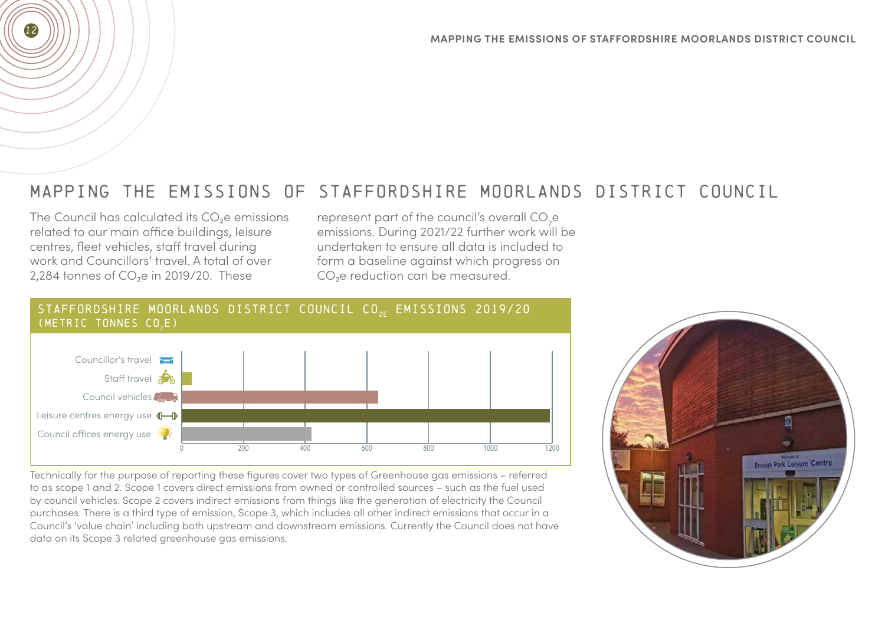# MAPPING THE EMISSIONS OF STAFFORDSHIRE MOORLANDS DISTRICT COUNCIL

The Council has calculated its $CO_2e$ emissions related to our main office buildings, leisure centres, fleet vehicles, staff travel during work and Councillors' travel. A total of over 2,284 tonnes of $CO_2e$ in 2019/20. These represent part of the council's overall $CO_2e$ emissions. During 2021/22 further work will be undertaken to ensure all data is included to form a baseline against which progress on $CO_2e$ reduction can be measured.

## STAFFORDSHIRE MOORLANDS DISTRICT COUNCIL $CO_{2E}$ EMISSIONS 2019/20 (METRIC TONNES $CO_2E$)

| Category | Approximate value (from chart) |
| --- | --- |
| Councillor's travel | ~0 |
| Staff travel | ~30 |
| Council vehicles | ~635 |
| Leisure centres energy use | ~1190 |
| Council offices energy use | ~420 |

Axis: 0, 200, 400, 600, 800, 1000, 1200

Technically for the purpose of reporting these figures cover two types of Greenhouse gas emissions – referred to as scope 1 and 2. Scope 1 covers direct emissions from owned or controlled sources – such as the fuel used by council vehicles. Scope 2 covers indirect emissions from things like the generation of electricity the Council purchases. There is a third type of emission, Scope 3, which includes all other indirect emissions that occur in a Council's 'value chain' including both upstream and downstream emissions. Currently the Council does not have data on its Scope 3 related greenhouse gas emissions.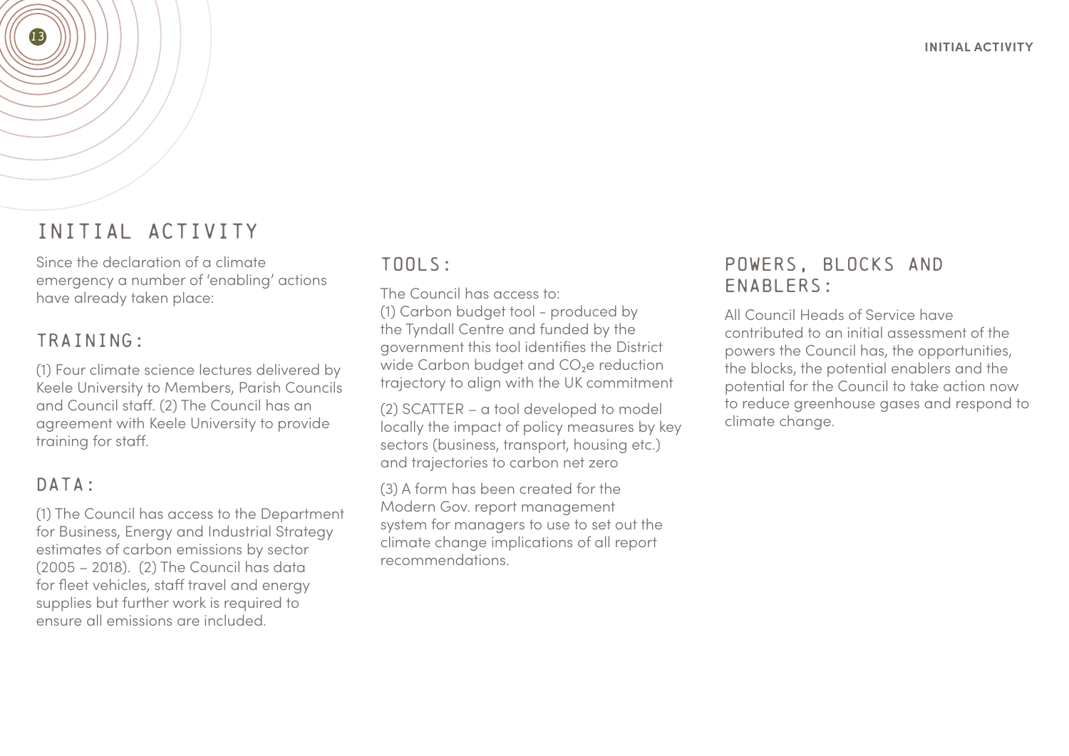# INITIAL ACTIVITY

Since the declaration of a climate emergency a number of 'enabling' actions have already taken place:

## TRAINING:

(1) Four climate science lectures delivered by Keele University to Members, Parish Councils and Council staff. (2) The Council has an agreement with Keele University to provide training for staff.

## DATA:

(1) The Council has access to the Department for Business, Energy and Industrial Strategy estimates of carbon emissions by sector (2005 – 2018). (2) The Council has data for fleet vehicles, staff travel and energy supplies but further work is required to ensure all emissions are included.

## TOOLS:

The Council has access to:
(1) Carbon budget tool - produced by the Tyndall Centre and funded by the government this tool identifies the District wide Carbon budget and $CO_2$e reduction trajectory to align with the UK commitment

(2) SCATTER – a tool developed to model locally the impact of policy measures by key sectors (business, transport, housing etc.) and trajectories to carbon net zero

(3) A form has been created for the Modern Gov. report management system for managers to use to set out the climate change implications of all report recommendations.

## POWERS, BLOCKS AND ENABLERS:

All Council Heads of Service have contributed to an initial assessment of the powers the Council has, the opportunities, the blocks, the potential enablers and the potential for the Council to take action now to reduce greenhouse gases and respond to climate change.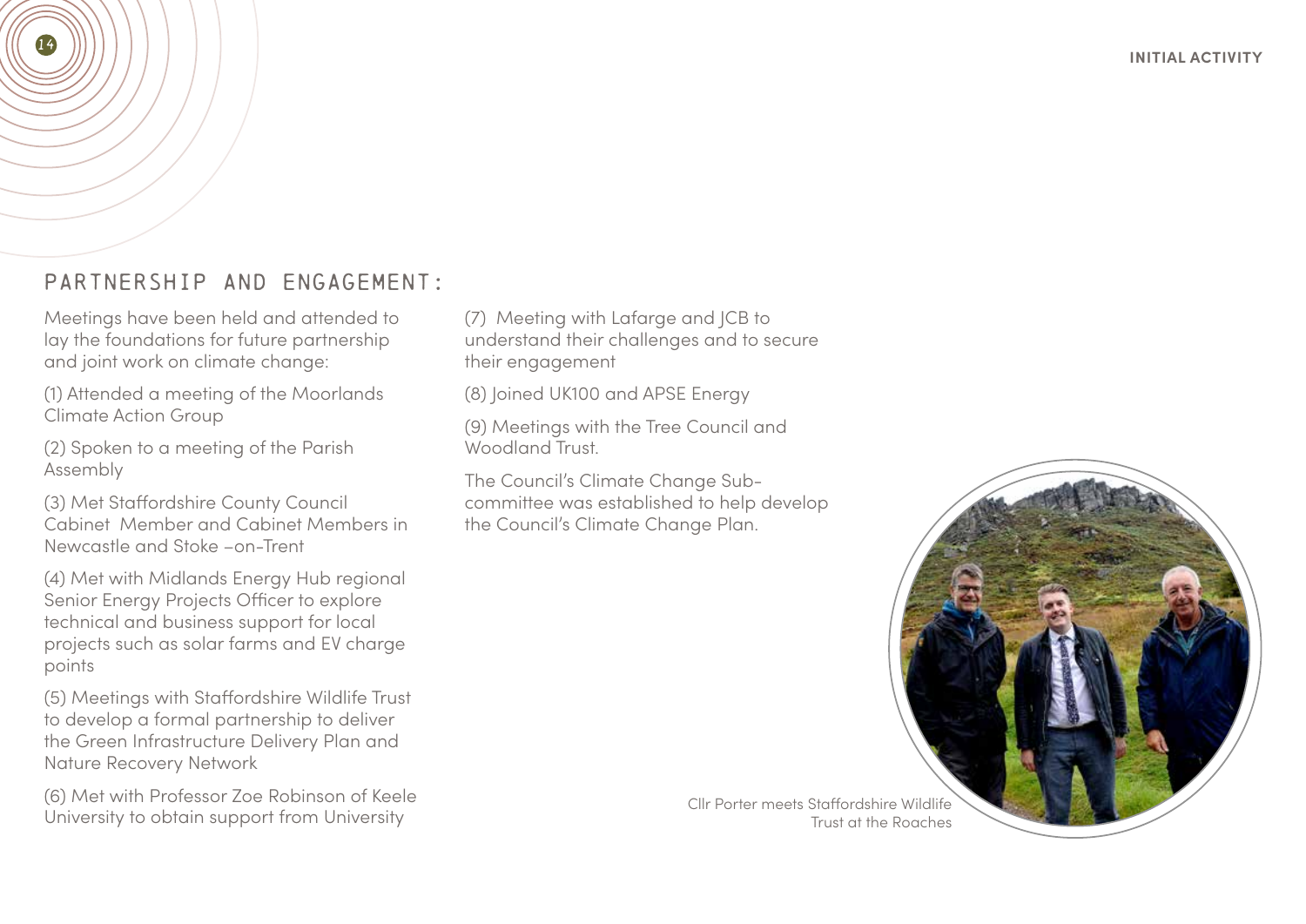## PARTNERSHIP AND ENGAGEMENT:

Meetings have been held and attended to lay the foundations for future partnership and joint work on climate change:

(1) Attended a meeting of the Moorlands Climate Action Group

(2) Spoken to a meeting of the Parish Assembly

(3) Met Staffordshire County Council Cabinet Member and Cabinet Members in Newcastle and Stoke –on-Trent

(4) Met with Midlands Energy Hub regional Senior Energy Projects Officer to explore technical and business support for local projects such as solar farms and EV charge points

(5) Meetings with Staffordshire Wildlife Trust to develop a formal partnership to deliver the Green Infrastructure Delivery Plan and Nature Recovery Network

(6) Met with Professor Zoe Robinson of Keele University to obtain support from University

(7) Meeting with Lafarge and JCB to understand their challenges and to secure their engagement

(8) Joined UK100 and APSE Energy

(9) Meetings with the Tree Council and Woodland Trust.

The Council's Climate Change Sub-committee was established to help develop the Council's Climate Change Plan.

Cllr Porter meets Staffordshire Wildlife Trust at the Roaches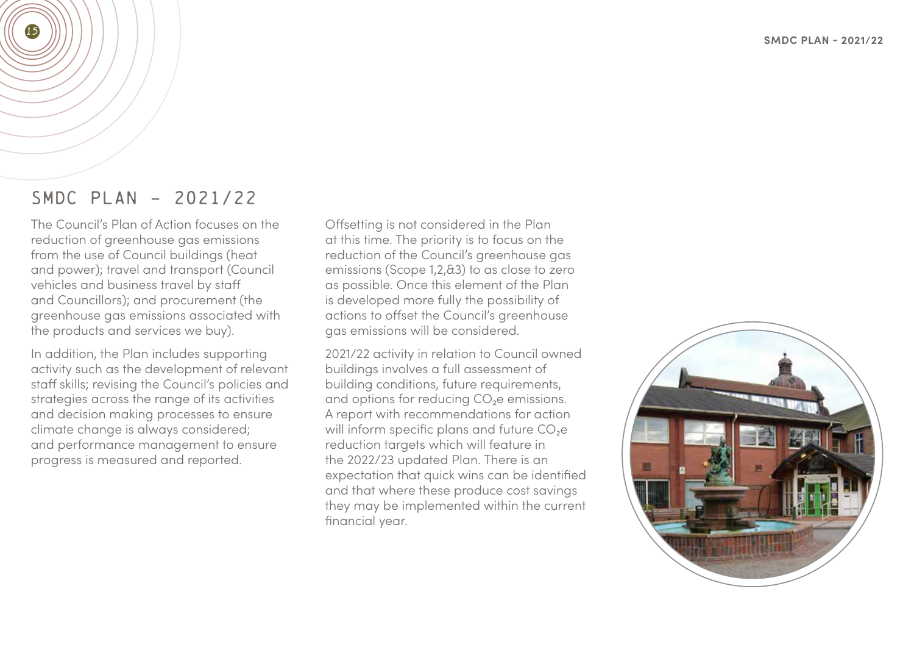# SMDC PLAN – 2021/22

The Council's Plan of Action focuses on the reduction of greenhouse gas emissions from the use of Council buildings (heat and power); travel and transport (Council vehicles and business travel by staff and Councillors); and procurement (the greenhouse gas emissions associated with the products and services we buy).

In addition, the Plan includes supporting activity such as the development of relevant staff skills; revising the Council's policies and strategies across the range of its activities and decision making processes to ensure climate change is always considered; and performance management to ensure progress is measured and reported.

Offsetting is not considered in the Plan at this time. The priority is to focus on the reduction of the Council's greenhouse gas emissions (Scope 1,2,&3) to as close to zero as possible. Once this element of the Plan is developed more fully the possibility of actions to offset the Council's greenhouse gas emissions will be considered.

2021/22 activity in relation to Council owned buildings involves a full assessment of building conditions, future requirements, and options for reducing $CO_2e$ emissions. A report with recommendations for action will inform specific plans and future $CO_2e$ reduction targets which will feature in the 2022/23 updated Plan. There is an expectation that quick wins can be identified and that where these produce cost savings they may be implemented within the current financial year.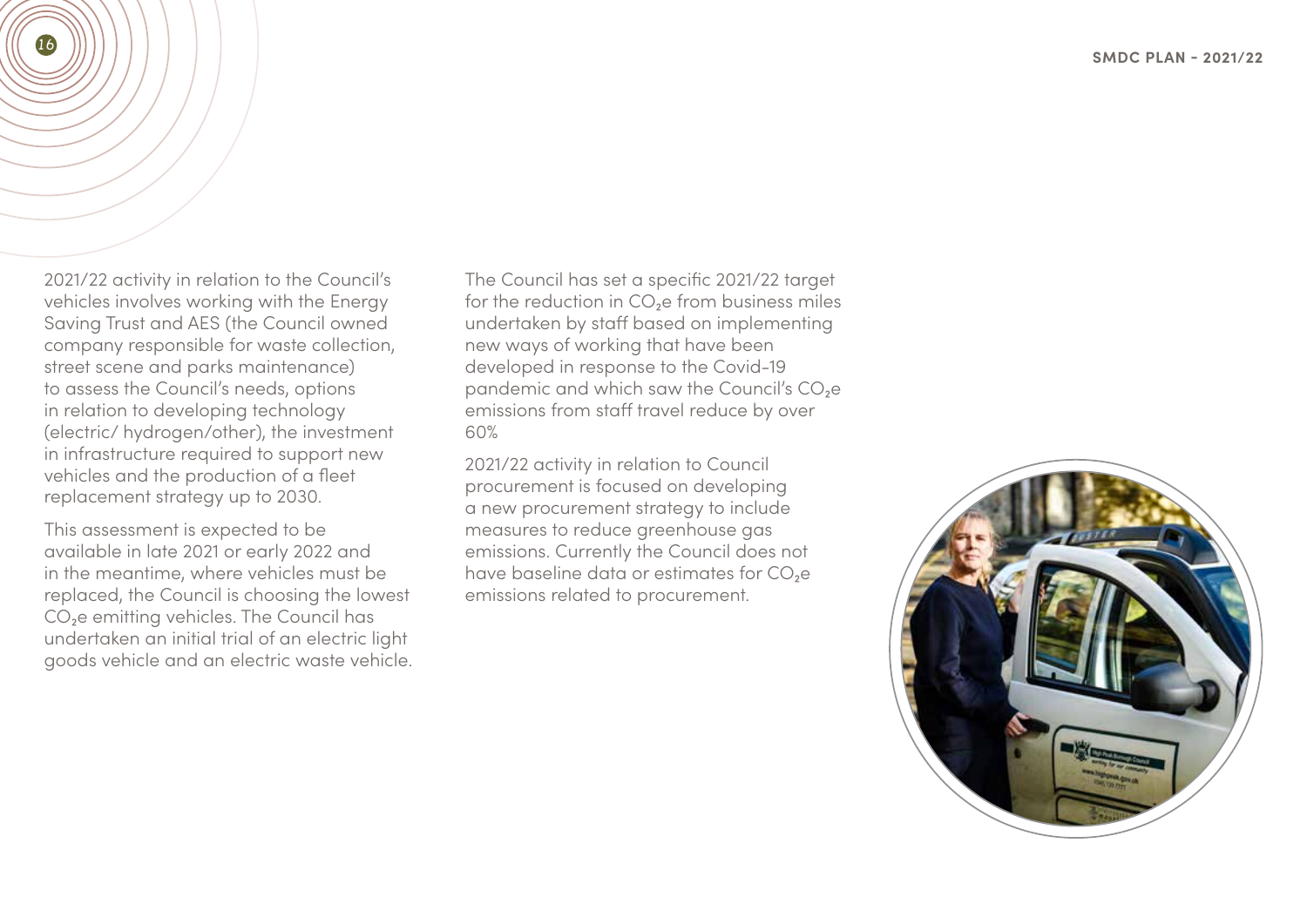2021/22 activity in relation to the Council's vehicles involves working with the Energy Saving Trust and AES (the Council owned company responsible for waste collection, street scene and parks maintenance) to assess the Council's needs, options in relation to developing technology (electric/ hydrogen/other), the investment in infrastructure required to support new vehicles and the production of a fleet replacement strategy up to 2030.

This assessment is expected to be available in late 2021 or early 2022 and in the meantime, where vehicles must be replaced, the Council is choosing the lowest $CO_2e$ emitting vehicles. The Council has undertaken an initial trial of an electric light goods vehicle and an electric waste vehicle.

The Council has set a specific 2021/22 target for the reduction in $CO_2e$ from business miles undertaken by staff based on implementing new ways of working that have been developed in response to the Covid-19 pandemic and which saw the Council's $CO_2e$ emissions from staff travel reduce by over 60%

2021/22 activity in relation to Council procurement is focused on developing a new procurement strategy to include measures to reduce greenhouse gas emissions. Currently the Council does not have baseline data or estimates for $CO_2e$ emissions related to procurement.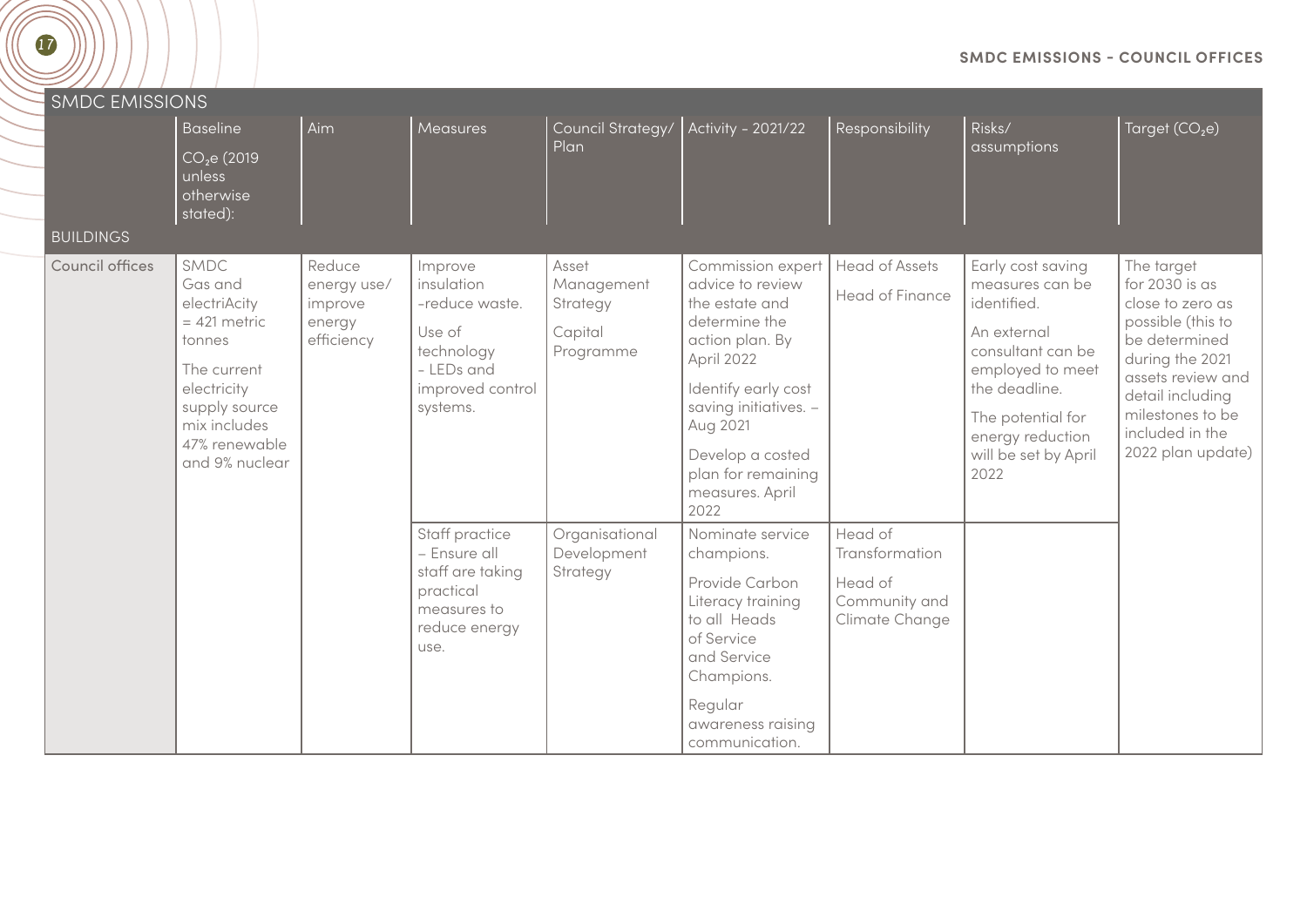| SMDC EMISSIONS | | | | | | | | |
|---|---|---|---|---|---|---|---|---|
| BUILDINGS | Baseline $CO_2e$ (2019 unless otherwise stated): | Aim | Measures | Council Strategy/ Plan | Activity - 2021/22 | Responsibility | Risks/ assumptions | Target ($CO_2e$) |
| Council offices | SMDC Gas and electriAcity = 421 metric tonnes<br><br>The current electricity supply source mix includes 47% renewable and 9% nuclear | Reduce energy use/ improve energy efficiency | Improve insulation -reduce waste.<br><br>Use of technology - LEDs and improved control systems. | Asset Management Strategy<br><br>Capital Programme | Commission expert advice to review the estate and determine the action plan. By April 2022<br><br>Identify early cost saving initiatives. – Aug 2021<br><br>Develop a costed plan for remaining measures. April 2022 | Head of Assets<br><br>Head of Finance | Early cost saving measures can be identified.<br><br>An external consultant can be employed to meet the deadline.<br><br>The potential for energy reduction will be set by April 2022 | The target for 2030 is as close to zero as possible (this to be determined during the 2021 assets review and detail including milestones to be included in the 2022 plan update) |
| | | | Staff practice – Ensure all staff are taking practical measures to reduce energy use. | Organisational Development Strategy | Nominate service champions.<br><br>Provide Carbon Literacy training to all Heads of Service and Service Champions.<br><br>Regular awareness raising communication. | Head of Transformation<br><br>Head of Community and Climate Change | | |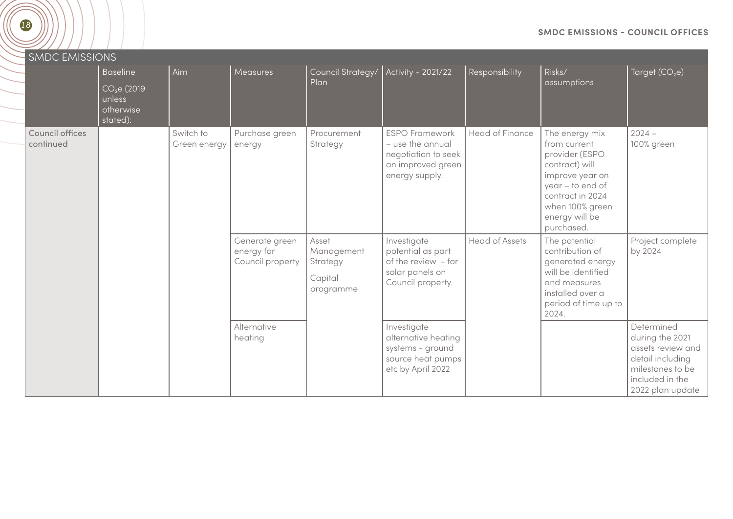| SMDC EMISSIONS | Baseline $CO_2e$ (2019 unless otherwise stated): | Aim | Measures | Council Strategy/ Plan | Activity - 2021/22 | Responsibility | Risks/ assumptions | Target ($CO_2e$) |
|---|---|---|---|---|---|---|---|---|
| Council offices continued | | Switch to Green energy | Purchase green energy | Procurement Strategy | ESPO Framework – use the annual negotiation to seek an improved green energy supply. | Head of Finance | The energy mix from current provider (ESPO contract) will improve year on year – to end of contract in 2024 when 100% green energy will be purchased. | 2024 – 100% green |
| | | | Generate green energy for Council property | Asset Management Strategy Capital programme | Investigate potential as part of the review - for solar panels on Council property. | Head of Assets | The potential contribution of generated energy will be identified and measures installed over a period of time up to 2024. | Project complete by 2024 |
| | | | Alternative heating | | Investigate alternative heating systems - ground source heat pumps etc by April 2022 | | | Determined during the 2021 assets review and detail including milestones to be included in the 2022 plan update |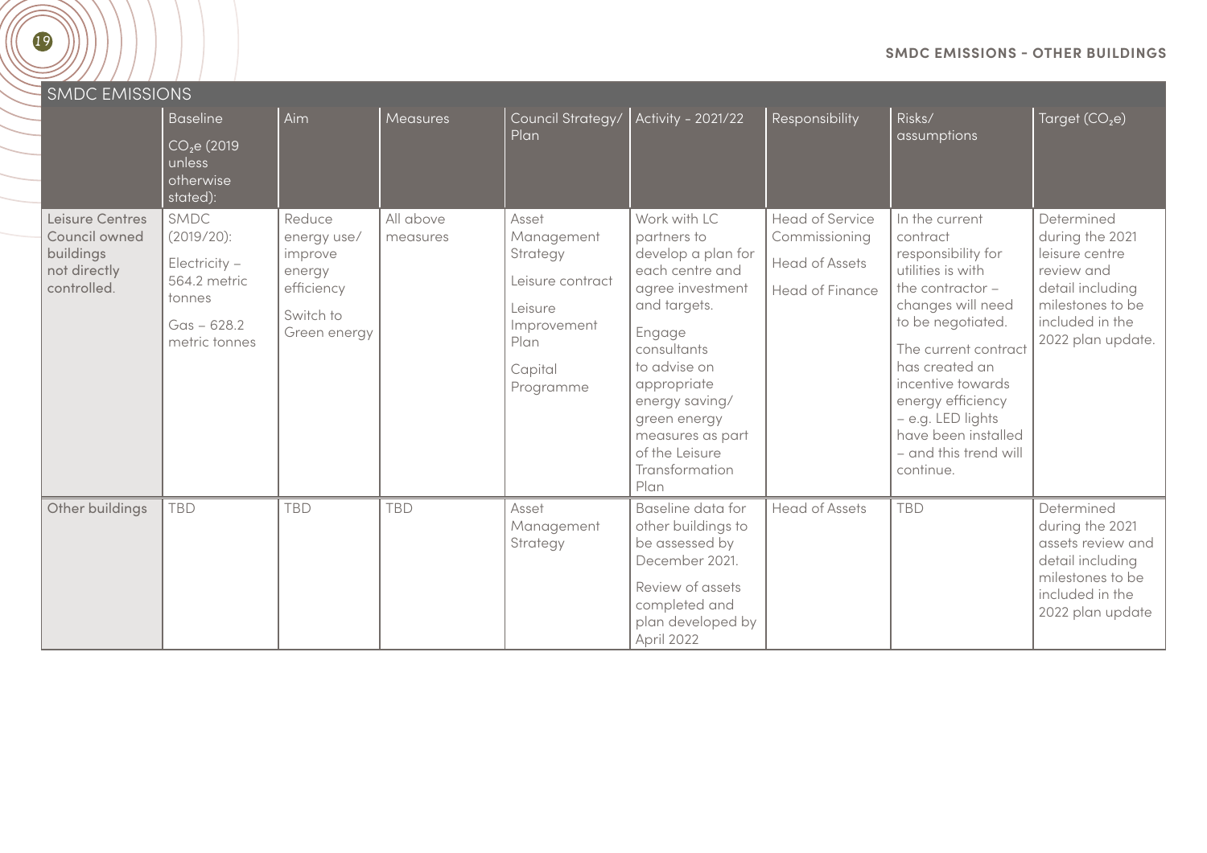## SMDC EMISSIONS - OTHER BUILDINGS

| SMDC EMISSIONS | Baseline $CO_2e$ (2019 unless otherwise stated): | Aim | Measures | Council Strategy/ Plan | Activity - 2021/22 | Responsibility | Risks/ assumptions | Target ($CO_2e$) |
|---|---|---|---|---|---|---|---|---|
| Leisure Centres Council owned buildings not directly controlled. | SMDC (2019/20): Electricity – 564.2 metric tonnes Gas – 628.2 metric tonnes | Reduce energy use/ improve energy efficiency Switch to Green energy | All above measures | Asset Management Strategy Leisure contract Leisure Improvement Plan Capital Programme | Work with LC partners to develop a plan for each centre and agree investment and targets. Engage consultants to advise on appropriate energy saving/ green energy measures as part of the Leisure Transformation Plan | Head of Service Commissioning Head of Assets Head of Finance | In the current contract responsibility for utilities is with the contractor – changes will need to be negotiated. The current contract has created an incentive towards energy efficiency – e.g. LED lights have been installed – and this trend will continue. | Determined during the 2021 leisure centre review and detail including milestones to be included in the 2022 plan update. |
| Other buildings | TBD | TBD | TBD | Asset Management Strategy | Baseline data for other buildings to be assessed by December 2021. Review of assets completed and plan developed by April 2022 | Head of Assets | TBD | Determined during the 2021 assets review and detail including milestones to be included in the 2022 plan update |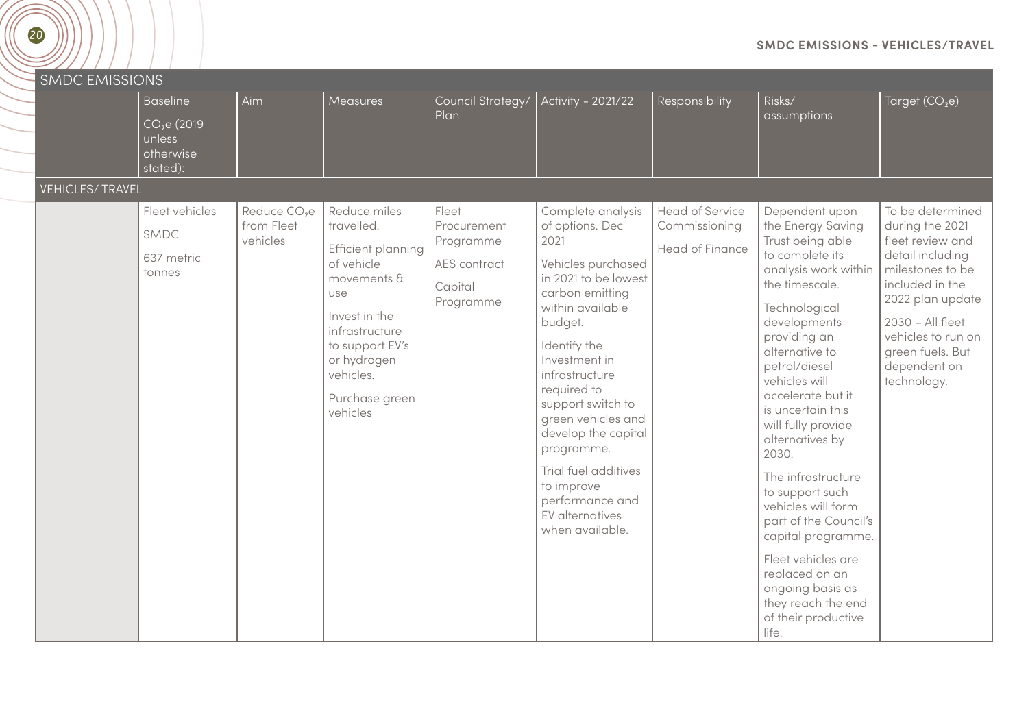## SMDC EMISSIONS - VEHICLES/TRAVEL

| SMDC EMISSIONS | Baseline $CO_2e$ (2019 unless otherwise stated): | Aim | Measures | Council Strategy/ Plan | Activity - 2021/22 | Responsibility | Risks/ assumptions | Target ($CO_2e$) |
|---|---|---|---|---|---|---|---|---|
| VEHICLES/ TRAVEL | | | | | | | | |
| | Fleet vehicles<br><br>SMDC<br><br>637 metric tonnes | Reduce $CO_2e$ from Fleet vehicles | Reduce miles travelled.<br><br>Efficient planning of vehicle movements & use<br><br>Invest in the infrastructure to support EV's or hydrogen vehicles.<br><br>Purchase green vehicles | Fleet Procurement Programme<br><br>AES contract<br><br>Capital Programme | Complete analysis of options. Dec 2021<br><br>Vehicles purchased in 2021 to be lowest carbon emitting within available budget.<br><br>Identify the Investment in infrastructure required to support switch to green vehicles and develop the capital programme.<br><br>Trial fuel additives to improve performance and EV alternatives when available. | Head of Service Commissioning<br><br>Head of Finance | Dependent upon the Energy Saving Trust being able to complete its analysis work within the timescale.<br><br>Technological developments providing an alternative to petrol/diesel vehicles will accelerate but it is uncertain this will fully provide alternatives by 2030.<br><br>The infrastructure to support such vehicles will form part of the Council's capital programme.<br><br>Fleet vehicles are replaced on an ongoing basis as they reach the end of their productive life. | To be determined during the 2021 fleet review and detail including milestones to be included in the 2022 plan update<br><br>2030 – All fleet vehicles to run on green fuels. But dependent on technology. |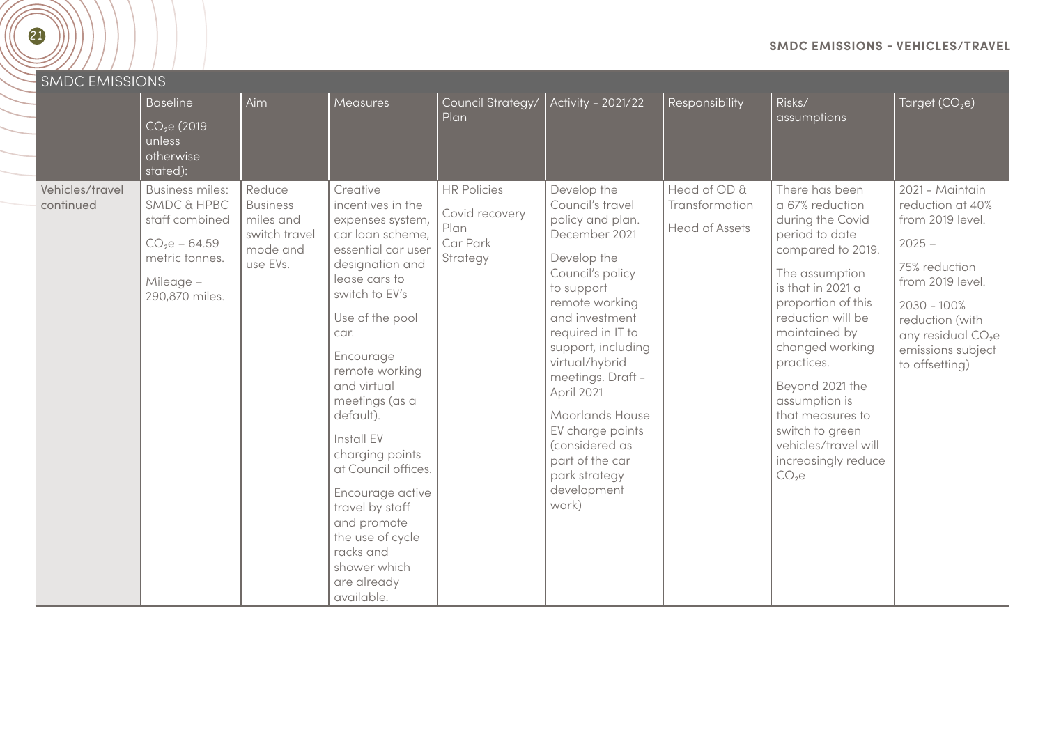## SMDC EMISSIONS - VEHICLES/TRAVEL

| SMDC EMISSIONS | Baseline $CO_2e$ (2019 unless otherwise stated): | Aim | Measures | Council Strategy/ Plan | Activity - 2021/22 | Responsibility | Risks/ assumptions | Target ($CO_2e$) |
|---|---|---|---|---|---|---|---|---|
| Vehicles/travel continued | Business miles: SMDC & HPBC staff combined<br><br>$CO_2e$ – 64.59 metric tonnes.<br><br>Mileage – 290,870 miles. | Reduce Business miles and switch travel mode and use EVs. | Creative incentives in the expenses system, car loan scheme, essential car user designation and lease cars to switch to EV's<br><br>Use of the pool car.<br><br>Encourage remote working and virtual meetings (as a default).<br><br>Install EV charging points at Council offices.<br><br>Encourage active travel by staff and promote the use of cycle racks and shower which are already available. | HR Policies<br><br>Covid recovery Plan<br><br>Car Park Strategy | Develop the Council's travel policy and plan. December 2021<br><br>Develop the Council's policy to support remote working and investment required in IT to support, including virtual/hybrid meetings. Draft - April 2021<br><br>Moorlands House EV charge points (considered as part of the car park strategy development work) | Head of OD & Transformation<br><br>Head of Assets | There has been a 67% reduction during the Covid period to date compared to 2019.<br><br>The assumption is that in 2021 a proportion of this reduction will be maintained by changed working practices.<br><br>Beyond 2021 the assumption is that measures to switch to green vehicles/travel will increasingly reduce $CO_2e$ | 2021 - Maintain reduction at 40% from 2019 level.<br><br>2025 –<br><br>75% reduction from 2019 level.<br><br>2030 - 100% reduction (with any residual $CO_2e$ emissions subject to offsetting) |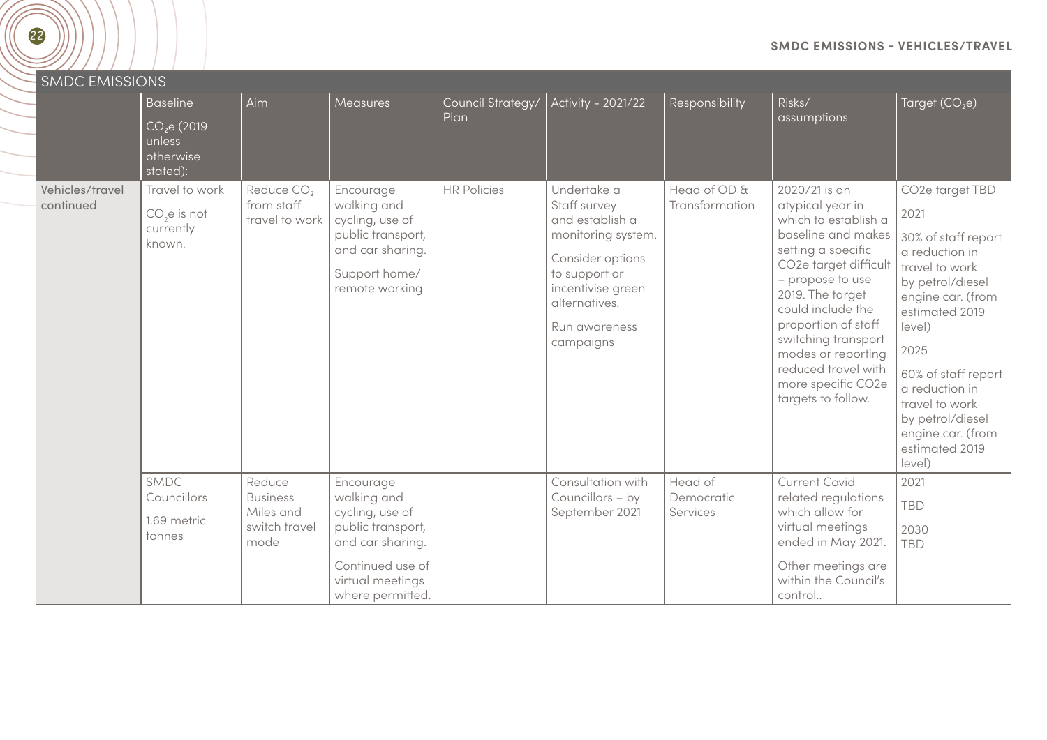## SMDC EMISSIONS - VEHICLES/TRAVEL

| SMDC EMISSIONS | Baseline $CO_2e$ (2019 unless otherwise stated): | Aim | Measures | Council Strategy/ Plan | Activity - 2021/22 | Responsibility | Risks/ assumptions | Target ($CO_2e$) |
|---|---|---|---|---|---|---|---|---|
| Vehicles/travel continued | Travel to work<br><br>$CO_2e$ is not currently known. | Reduce $CO_2$ from staff travel to work | Encourage walking and cycling, use of public transport, and car sharing.<br><br>Support home/ remote working | HR Policies | Undertake a Staff survey and establish a monitoring system.<br><br>Consider options to support or incentivise green alternatives.<br><br>Run awareness campaigns | Head of OD & Transformation | 2020/21 is an atypical year in which to establish a baseline and makes setting a specific CO2e target difficult – propose to use 2019. The target could include the proportion of staff switching transport modes or reporting reduced travel with more specific CO2e targets to follow. | CO2e target TBD<br><br>2021<br><br>30% of staff report a reduction in travel to work by petrol/diesel engine car. (from estimated 2019 level)<br><br>2025<br><br>60% of staff report a reduction in travel to work by petrol/diesel engine car. (from estimated 2019 level) |
| | SMDC Councillors<br><br>1.69 metric tonnes | Reduce Business Miles and switch travel mode | Encourage walking and cycling, use of public transport, and car sharing.<br><br>Continued use of virtual meetings where permitted. | | Consultation with Councillors – by September 2021 | Head of Democratic Services | Current Covid related regulations which allow for virtual meetings ended in May 2021.<br><br>Other meetings are within the Council's control.. | 2021<br><br>TBD<br><br>2030<br><br>TBD |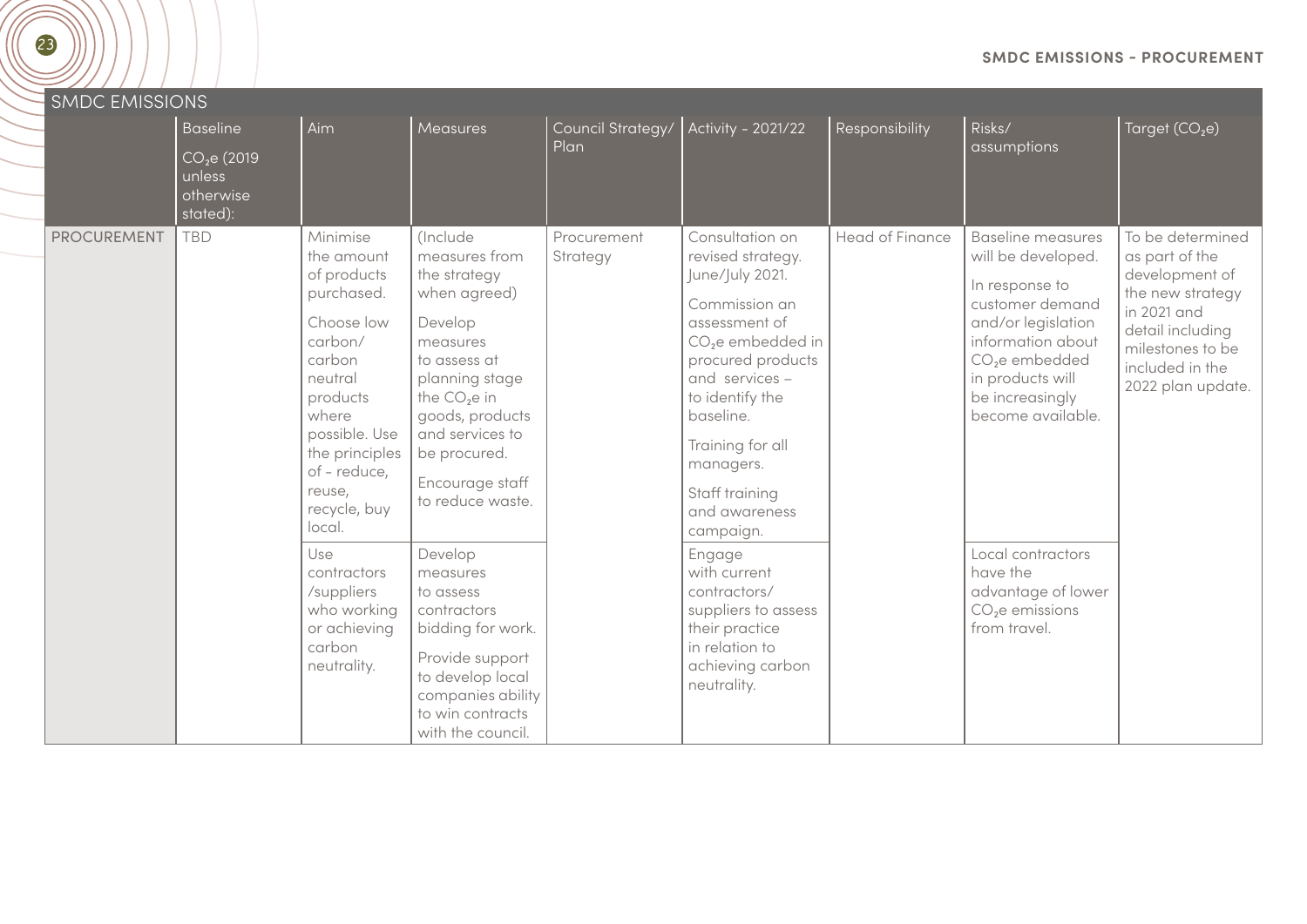## SMDC EMISSIONS - PROCUREMENT

| SMDC EMISSIONS | | | | | | | | |
|---|---|---|---|---|---|---|---|---|
| | Baseline $CO_2e$ (2019 unless otherwise stated): | Aim | Measures | Council Strategy/ Plan | Activity - 2021/22 | Responsibility | Risks/ assumptions | Target ($CO_2e$) |
| PROCUREMENT | TBD | Minimise the amount of products purchased. Choose low carbon/ carbon neutral products where possible. Use the principles of - reduce, reuse, recycle, buy local. | (Include measures from the strategy when agreed) Develop measures to assess at planning stage the $CO_2e$ in goods, products and services to be procured. Encourage staff to reduce waste. | Procurement Strategy | Consultation on revised strategy. June/July 2021. Commission an assessment of $CO_2e$ embedded in procured products and services – to identify the baseline. Training for all managers. Staff training and awareness campaign. | Head of Finance | Baseline measures will be developed. In response to customer demand and/or legislation information about $CO_2e$ embedded in products will be increasingly become available. | To be determined as part of the development of the new strategy in 2021 and detail including milestones to be included in the 2022 plan update. |
| | | Use contractors /suppliers who working or achieving carbon neutrality. | Develop measures to assess contractors bidding for work. Provide support to develop local companies ability to win contracts with the council. | | Engage with current contractors/ suppliers to assess their practice in relation to achieving carbon neutrality. | | Local contractors have the advantage of lower $CO_2e$ emissions from travel. | |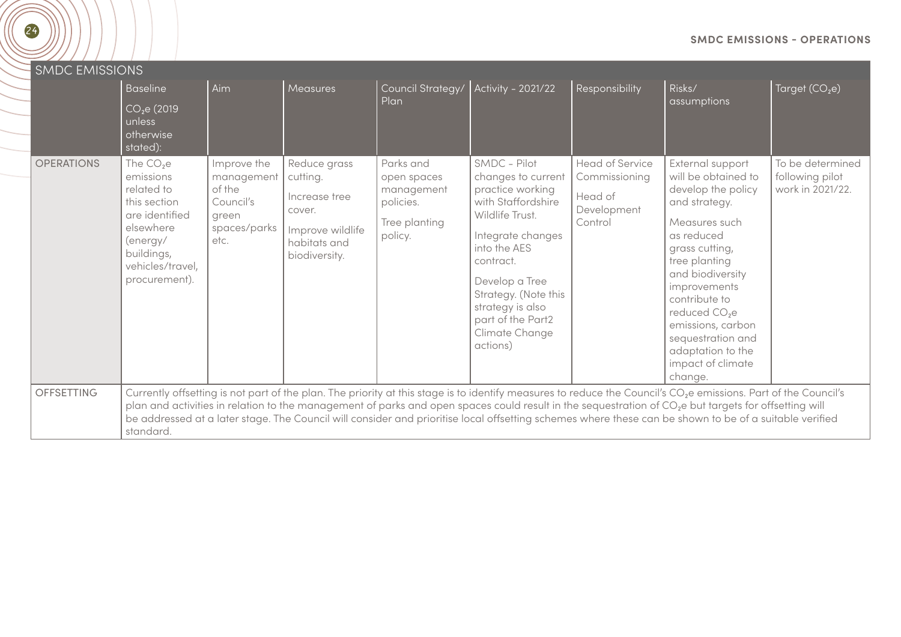## SMDC EMISSIONS - OPERATIONS

| SMDC EMISSIONS | | | | | | | | |
|---|---|---|---|---|---|---|---|---|
| | Baseline $CO_2e$ (2019 unless otherwise stated): | Aim | Measures | Council Strategy/ Plan | Activity - 2021/22 | Responsibility | Risks/ assumptions | Target ($CO_2e$) |
| OPERATIONS | The $CO_2e$ emissions related to this section are identified elsewhere (energy/ buildings, vehicles/travel, procurement). | Improve the management of the Council's green spaces/parks etc. | Reduce grass cutting.<br><br>Increase tree cover.<br><br>Improve wildlife habitats and biodiversity. | Parks and open spaces management policies.<br><br>Tree planting policy. | SMDC - Pilot changes to current practice working with Staffordshire Wildlife Trust.<br><br>Integrate changes into the AES contract.<br><br>Develop a Tree Strategy. (Note this strategy is also part of the Part2 Climate Change actions) | Head of Service Commissioning<br><br>Head of Development Control | External support will be obtained to develop the policy and strategy.<br><br>Measures such as reduced grass cutting, tree planting and biodiversity improvements contribute to reduced $CO_2e$ emissions, carbon sequestration and adaptation to the impact of climate change. | To be determined following pilot work in 2021/22. |
| OFFSETTING | Currently offsetting is not part of the plan. The priority at this stage is to identify measures to reduce the Council's $CO_2e$ emissions. Part of the Council's plan and activities in relation to the management of parks and open spaces could result in the sequestration of $CO_2e$ but targets for offsetting will be addressed at a later stage. The Council will consider and prioritise local offsetting schemes where these can be shown to be of a suitable verified standard. | | | | | | | |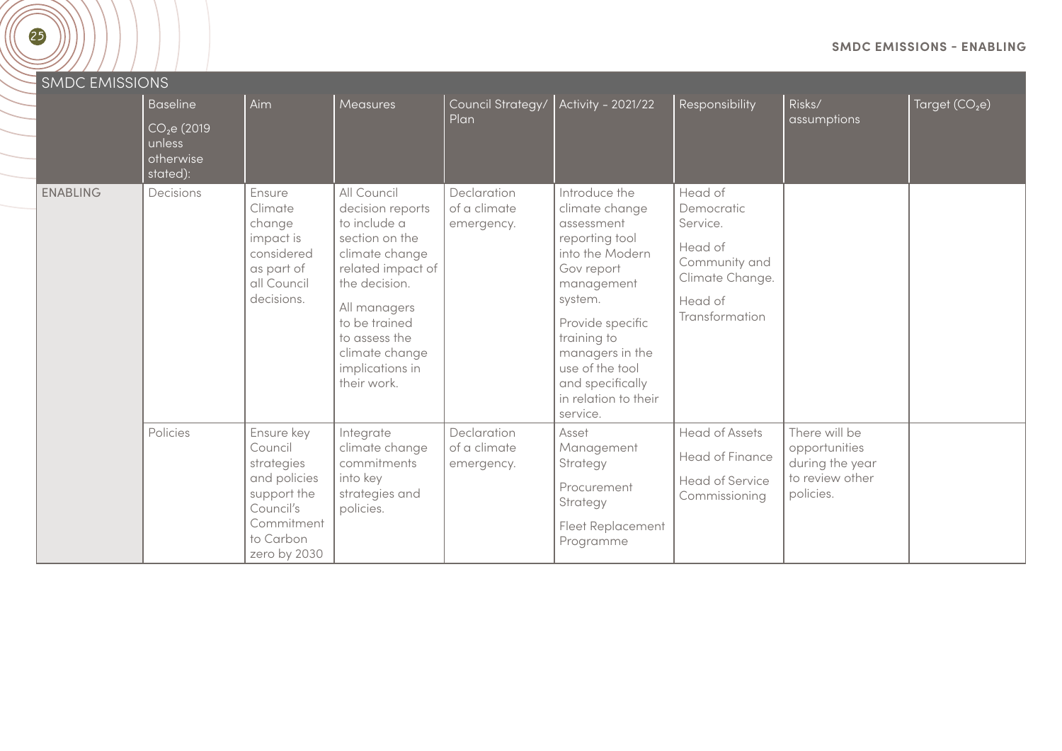## SMDC EMISSIONS - ENABLING

| SMDC EMISSIONS | | | | | | | | |
|---|---|---|---|---|---|---|---|---|
| | Baseline $CO_2e$ (2019 unless otherwise stated): | Aim | Measures | Council Strategy/ Plan | Activity - 2021/22 | Responsibility | Risks/ assumptions | Target ($CO_2e$) |
| ENABLING | Decisions | Ensure Climate change impact is considered as part of all Council decisions. | All Council decision reports to include a section on the climate change related impact of the decision. All managers to be trained to assess the climate change implications in their work. | Declaration of a climate emergency. | Introduce the climate change assessment reporting tool into the Modern Gov report management system. Provide specific training to managers in the use of the tool and specifically in relation to their service. | Head of Democratic Service. Head of Community and Climate Change. Head of Transformation | | |
| | Policies | Ensure key Council strategies and policies support the Council's Commitment to Carbon zero by 2030 | Integrate climate change commitments into key strategies and policies. | Declaration of a climate emergency. | Asset Management Strategy Procurement Strategy Fleet Replacement Programme | Head of Assets Head of Finance Head of Service Commissioning | There will be opportunities during the year to review other policies. | |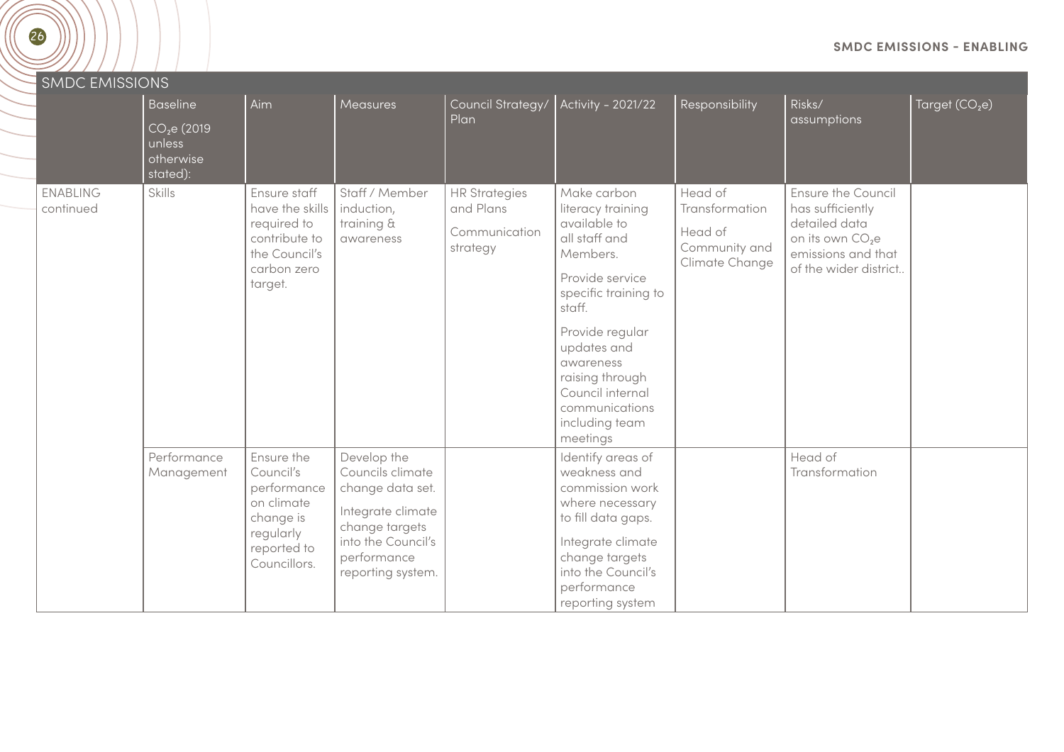| SMDC EMISSIONS | | | | | | | | |
|---|---|---|---|---|---|---|---|---|
| | Baseline $CO_2e$ (2019 unless otherwise stated): | Aim | Measures | Council Strategy/ Plan | Activity - 2021/22 | Responsibility | Risks/ assumptions | Target ($CO_2e$) |
| ENABLING continued | Skills | Ensure staff have the skills required to contribute to the Council's carbon zero target. | Staff / Member induction, training & awareness | HR Strategies and Plans<br>Communication strategy | Make carbon literacy training available to all staff and Members.<br>Provide service specific training to staff.<br>Provide regular updates and awareness raising through Council internal communications including team meetings | Head of Transformation<br>Head of Community and Climate Change | Ensure the Council has sufficiently detailed data on its own $CO_2e$ emissions and that of the wider district.. | |
| | Performance Management | Ensure the Council's performance on climate change is regularly reported to Councillors. | Develop the Councils climate change data set.<br>Integrate climate change targets into the Council's performance reporting system. | | Identify areas of weakness and commission work where necessary to fill data gaps.<br>Integrate climate change targets into the Council's performance reporting system | | Head of Transformation | |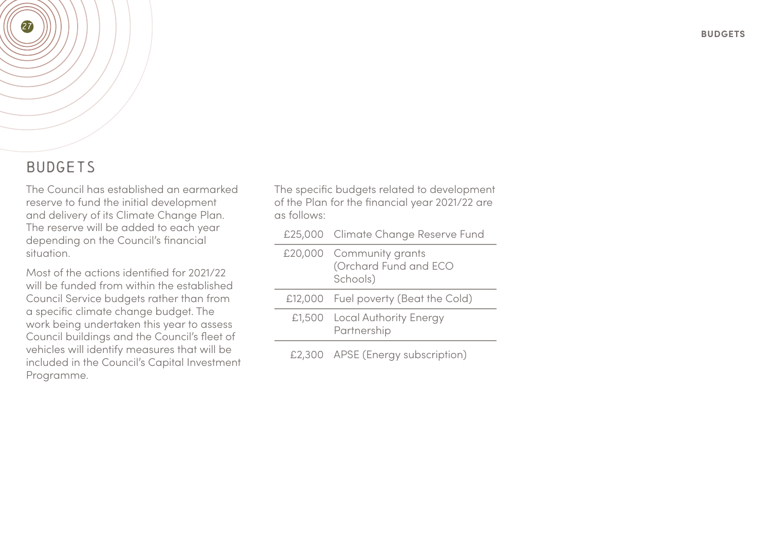# BUDGETS

The Council has established an earmarked reserve to fund the initial development and delivery of its Climate Change Plan. The reserve will be added to each year depending on the Council's financial situation.

Most of the actions identified for 2021/22 will be funded from within the established Council Service budgets rather than from a specific climate change budget. The work being undertaken this year to assess Council buildings and the Council's fleet of vehicles will identify measures that will be included in the Council's Capital Investment Programme.

The specific budgets related to development of the Plan for the financial year 2021/22 are as follows:

| | |
|---|---|
| £25,000 | Climate Change Reserve Fund |
| £20,000 | Community grants (Orchard Fund and ECO Schools) |
| £12,000 | Fuel poverty (Beat the Cold) |
| £1,500 | Local Authority Energy Partnership |
| £2,300 | APSE (Energy subscription) |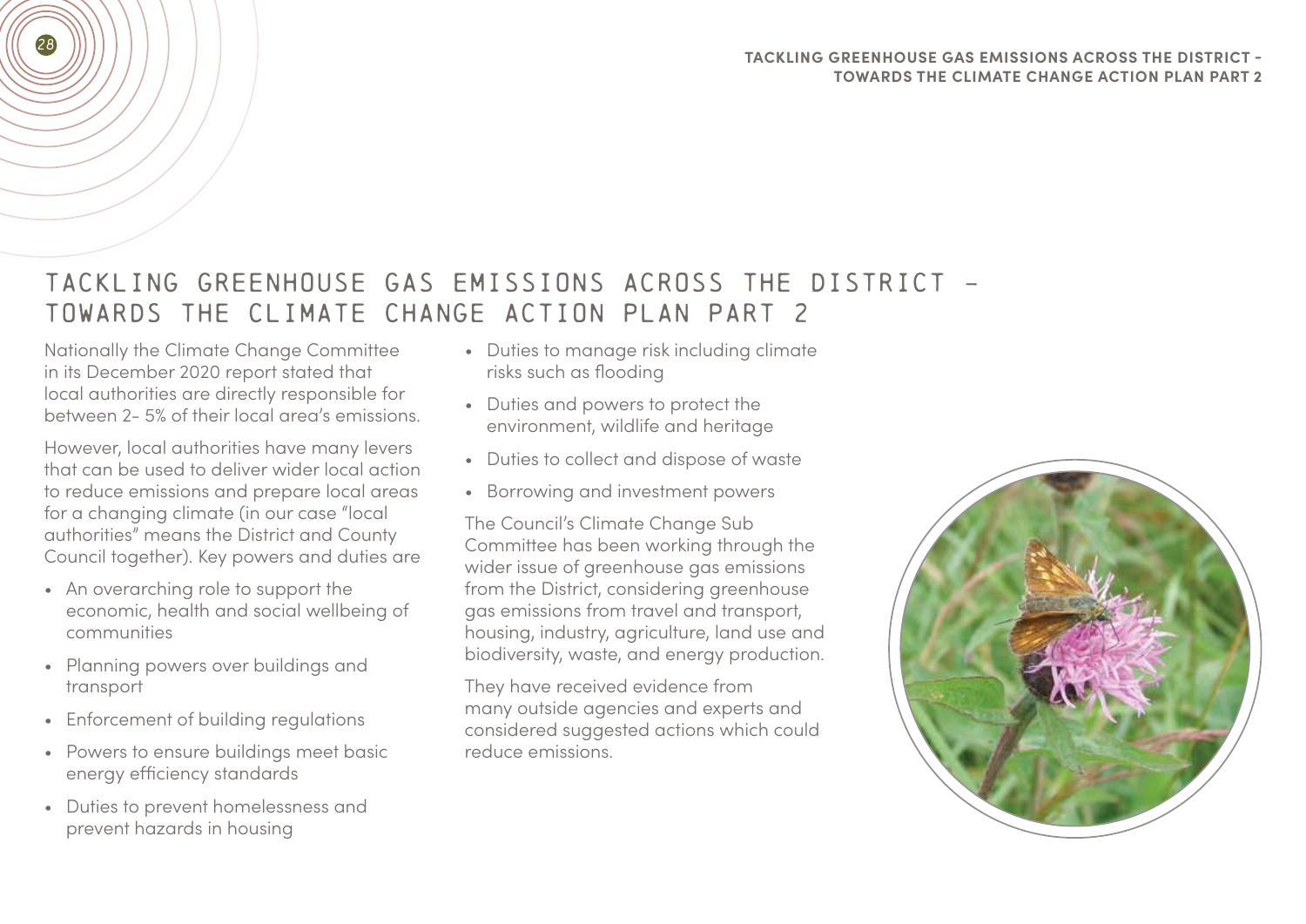# TACKLING GREENHOUSE GAS EMISSIONS ACROSS THE DISTRICT – TOWARDS THE CLIMATE CHANGE ACTION PLAN PART 2

Nationally the Climate Change Committee in its December 2020 report stated that local authorities are directly responsible for between 2- 5% of their local area's emissions.

However, local authorities have many levers that can be used to deliver wider local action to reduce emissions and prepare local areas for a changing climate (in our case "local authorities" means the District and County Council together). Key powers and duties are

- An overarching role to support the economic, health and social wellbeing of communities
- Planning powers over buildings and transport
- Enforcement of building regulations
- Powers to ensure buildings meet basic energy efficiency standards
- Duties to prevent homelessness and prevent hazards in housing
- Duties to manage risk including climate risks such as flooding
- Duties and powers to protect the environment, wildlife and heritage
- Duties to collect and dispose of waste
- Borrowing and investment powers

The Council's Climate Change Sub Committee has been working through the wider issue of greenhouse gas emissions from the District, considering greenhouse gas emissions from travel and transport, housing, industry, agriculture, land use and biodiversity, waste, and energy production.

They have received evidence from many outside agencies and experts and considered suggested actions which could reduce emissions.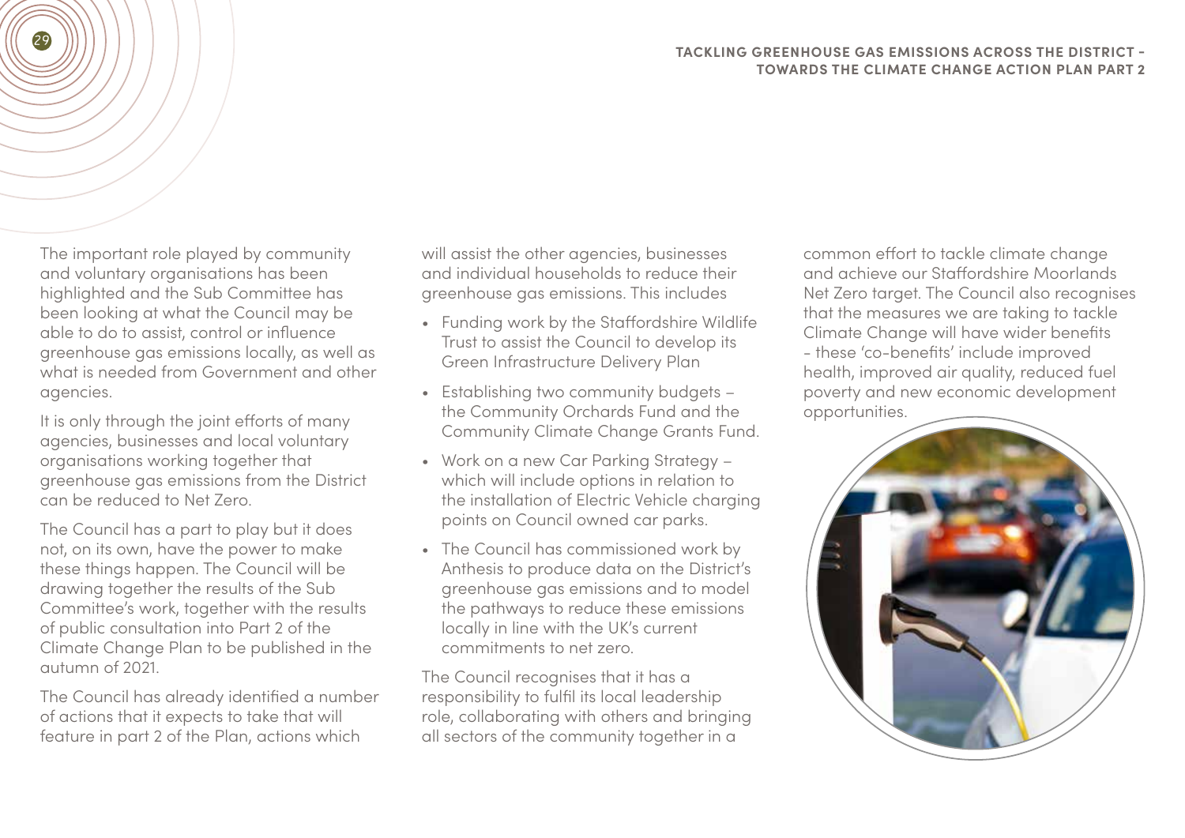The important role played by community and voluntary organisations has been highlighted and the Sub Committee has been looking at what the Council may be able to do to assist, control or influence greenhouse gas emissions locally, as well as what is needed from Government and other agencies.

It is only through the joint efforts of many agencies, businesses and local voluntary organisations working together that greenhouse gas emissions from the District can be reduced to Net Zero.

The Council has a part to play but it does not, on its own, have the power to make these things happen. The Council will be drawing together the results of the Sub Committee's work, together with the results of public consultation into Part 2 of the Climate Change Plan to be published in the autumn of 2021.

The Council has already identified a number of actions that it expects to take that will feature in part 2 of the Plan, actions which will assist the other agencies, businesses and individual households to reduce their greenhouse gas emissions. This includes

- Funding work by the Staffordshire Wildlife Trust to assist the Council to develop its Green Infrastructure Delivery Plan
- Establishing two community budgets – the Community Orchards Fund and the Community Climate Change Grants Fund.
- Work on a new Car Parking Strategy – which will include options in relation to the installation of Electric Vehicle charging points on Council owned car parks.
- The Council has commissioned work by Anthesis to produce data on the District's greenhouse gas emissions and to model the pathways to reduce these emissions locally in line with the UK's current commitments to net zero.

The Council recognises that it has a responsibility to fulfil its local leadership role, collaborating with others and bringing all sectors of the community together in a common effort to tackle climate change and achieve our Staffordshire Moorlands Net Zero target. The Council also recognises that the measures we are taking to tackle Climate Change will have wider benefits - these 'co-benefits' include improved health, improved air quality, reduced fuel poverty and new economic development opportunities.